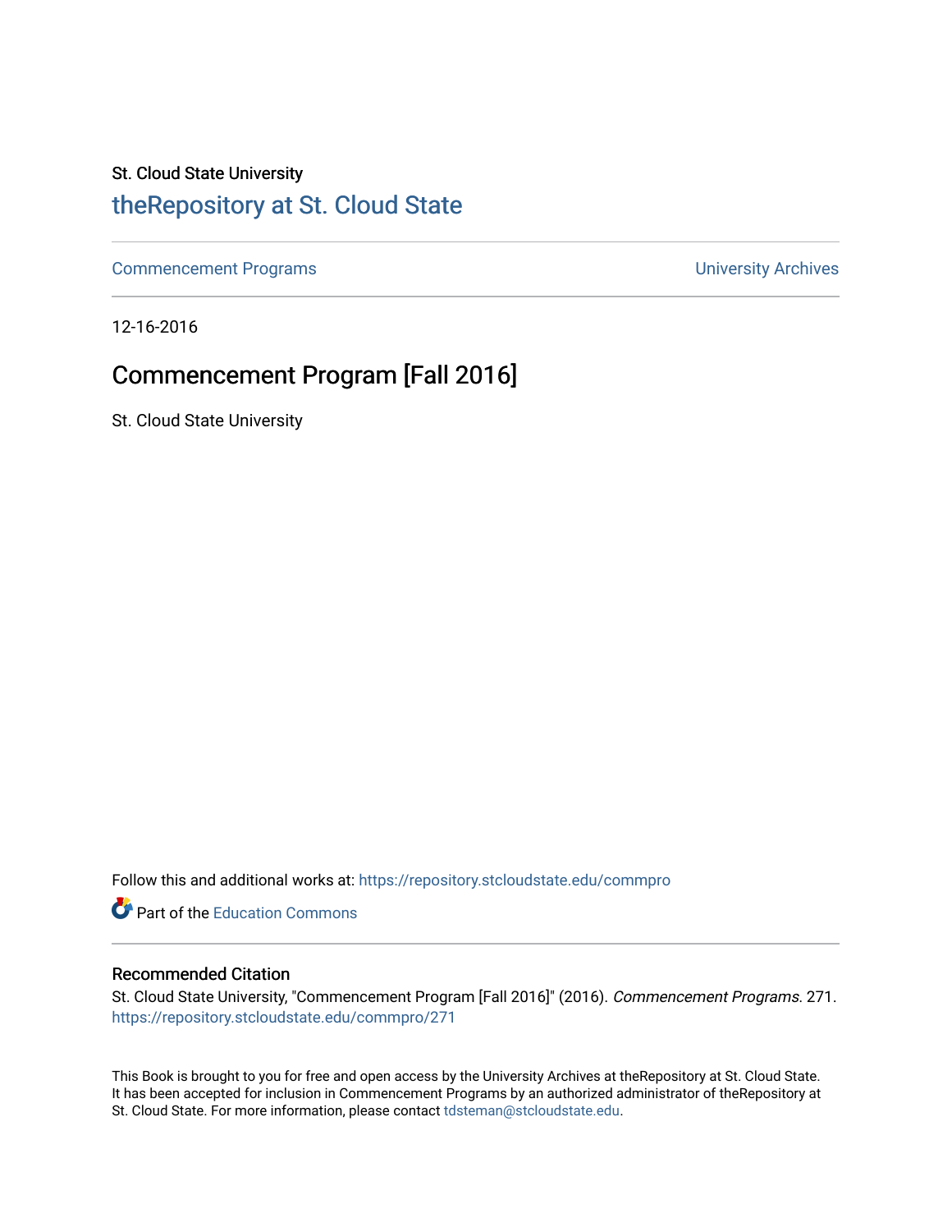St. Cloud State University

# theRepository at St. Cloud State

Commencement Programs | University Archives

12-16-2016

## Commencement Program [Fall 2016]

St. Cloud State University

Follow this and additional works at: https://repository.stcloudstate.edu/commpro

Part of the Education Commons

### Recommended Citation

St. Cloud State University, "Commencement Program [Fall 2016]" (2016). *Commencement Programs*. 271. https://repository.stcloudstate.edu/commpro/271

This Book is brought to you for free and open access by the University Archives at theRepository at St. Cloud State. It has been accepted for inclusion in Commencement Programs by an authorized administrator of theRepository at St. Cloud State. For more information, please contact tdsteman@stcloudstate.edu.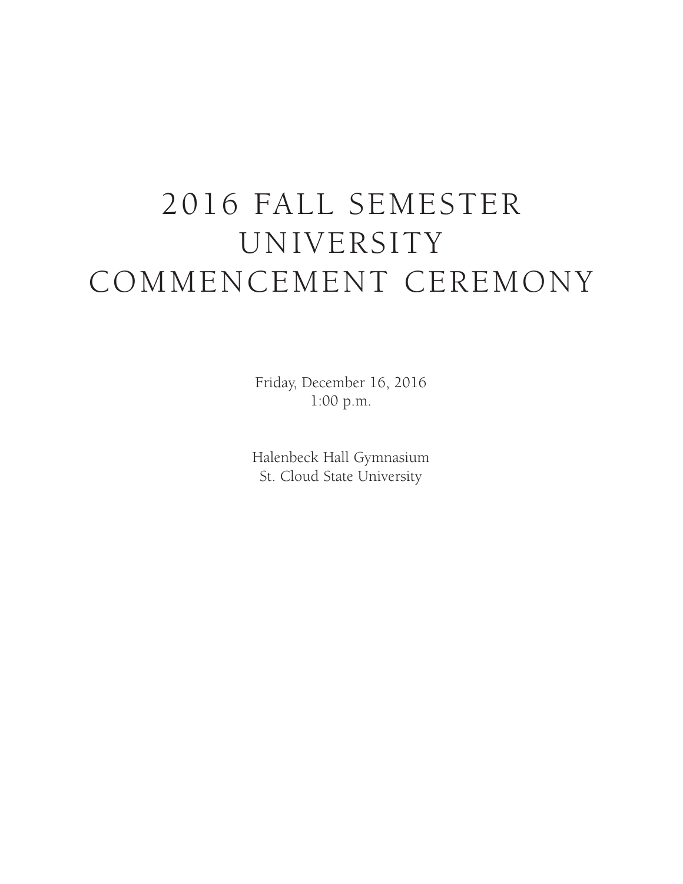# 2016 FALL SEMESTER UNIVERSITY COMMENCEMENT CEREMONY

Friday, December 16, 2016
1:00 p.m.

Halenbeck Hall Gymnasium
St. Cloud State University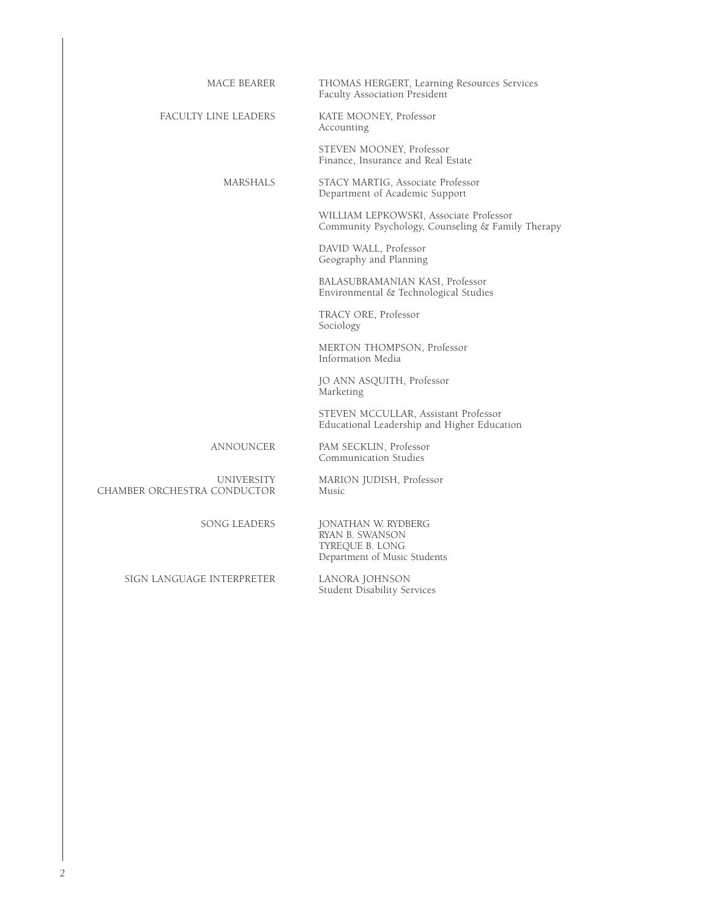| | |
|---|---|
| MACE BEARER | THOMAS HERGERT, Learning Resources Services<br>Faculty Association President |
| FACULTY LINE LEADERS | KATE MOONEY, Professor<br>Accounting |
| | STEVEN MOONEY, Professor<br>Finance, Insurance and Real Estate |
| MARSHALS | STACY MARTIG, Associate Professor<br>Department of Academic Support |
| | WILLIAM LEPKOWSKI, Associate Professor<br>Community Psychology, Counseling & Family Therapy |
| | DAVID WALL, Professor<br>Geography and Planning |
| | BALASUBRAMANIAN KASI, Professor<br>Environmental & Technological Studies |
| | TRACY ORE, Professor<br>Sociology |
| | MERTON THOMPSON, Professor<br>Information Media |
| | JO ANN ASQUITH, Professor<br>Marketing |
| | STEVEN MCCULLAR, Assistant Professor<br>Educational Leadership and Higher Education |
| ANNOUNCER | PAM SECKLIN, Professor<br>Communication Studies |
| UNIVERSITY<br>CHAMBER ORCHESTRA CONDUCTOR | MARION JUDISH, Professor<br>Music |
| SONG LEADERS | JONATHAN W. RYDBERG<br>RYAN B. SWANSON<br>TYREQUE B. LONG<br>Department of Music Students |
| SIGN LANGUAGE INTERPRETER | LANORA JOHNSON<br>Student Disability Services |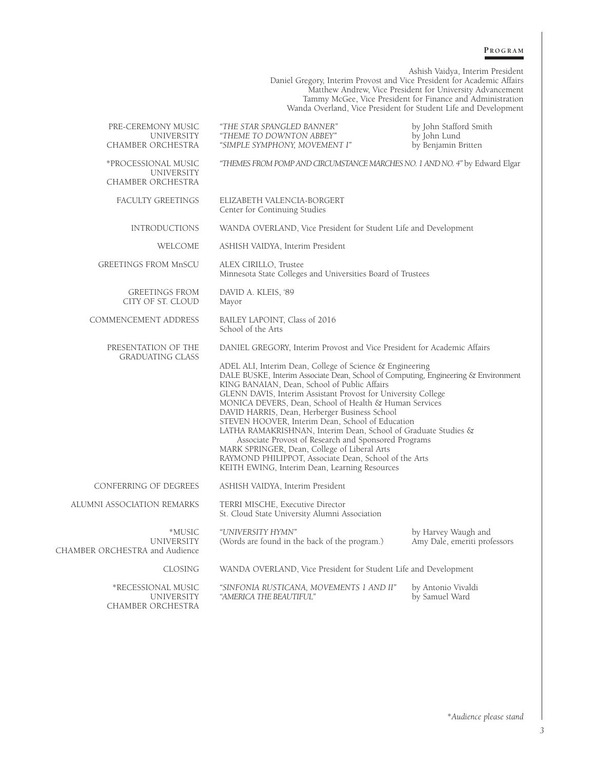## Program

Ashish Vaidya, Interim President
Daniel Gregory, Interim Provost and Vice President for Academic Affairs
Matthew Andrew, Vice President for University Advancement
Tammy McGee, Vice President for Finance and Administration
Wanda Overland, Vice President for Student Life and Development

| | | |
|---|---|---|
| PRE-CEREMONY MUSIC<br>UNIVERSITY<br>CHAMBER ORCHESTRA | *"THE STAR SPANGLED BANNER"*<br>*"THEME TO DOWNTON ABBEY"*<br>*"SIMPLE SYMPHONY, MOVEMENT I"* | by John Stafford Smith<br>by John Lund<br>by Benjamin Britten |
| *PROCESSIONAL MUSIC<br>UNIVERSITY<br>CHAMBER ORCHESTRA | *"THEMES FROM POMP AND CIRCUMSTANCE MARCHES NO. 1 AND NO. 4"* by Edward Elgar | |
| FACULTY GREETINGS | ELIZABETH VALENCIA-BORGERT<br>Center for Continuing Studies | |
| INTRODUCTIONS | WANDA OVERLAND, Vice President for Student Life and Development | |
| WELCOME | ASHISH VAIDYA, Interim President | |
| GREETINGS FROM MnSCU | ALEX CIRILLO, Trustee<br>Minnesota State Colleges and Universities Board of Trustees | |
| GREETINGS FROM<br>CITY OF ST. CLOUD | DAVID A. KLEIS, '89<br>Mayor | |
| COMMENCEMENT ADDRESS | BAILEY LAPOINT, Class of 2016<br>School of the Arts | |
| PRESENTATION OF THE<br>GRADUATING CLASS | DANIEL GREGORY, Interim Provost and Vice President for Academic Affairs<br><br>ADEL ALI, Interim Dean, College of Science & Engineering<br>DALE BUSKE, Interim Associate Dean, School of Computing, Engineering & Environment<br>KING BANAIAN, Dean, School of Public Affairs<br>GLENN DAVIS, Interim Assistant Provost for University College<br>MONICA DEVERS, Dean, School of Health & Human Services<br>DAVID HARRIS, Dean, Herberger Business School<br>STEVEN HOOVER, Interim Dean, School of Education<br>LATHA RAMAKRISHNAN, Interim Dean, School of Graduate Studies & Associate Provost of Research and Sponsored Programs<br>MARK SPRINGER, Dean, College of Liberal Arts<br>RAYMOND PHILIPPOT, Associate Dean, School of the Arts<br>KEITH EWING, Interim Dean, Learning Resources | |
| CONFERRING OF DEGREES | ASHISH VAIDYA, Interim President | |
| ALUMNI ASSOCIATION REMARKS | TERRI MISCHE, Executive Director<br>St. Cloud State University Alumni Association | |
| *MUSIC<br>UNIVERSITY<br>CHAMBER ORCHESTRA and Audience | *"UNIVERSITY HYMN"*<br>(Words are found in the back of the program.) | by Harvey Waugh and<br>Amy Dale, emeriti professors |
| CLOSING | WANDA OVERLAND, Vice President for Student Life and Development | |
| *RECESSIONAL MUSIC<br>UNIVERSITY<br>CHAMBER ORCHESTRA | *"SINFONIA RUSTICANA, MOVEMENTS 1 AND II"*<br>*"AMERICA THE BEAUTIFUL"* | by Antonio Vivaldi<br>by Samuel Ward |

*\*Audience please stand*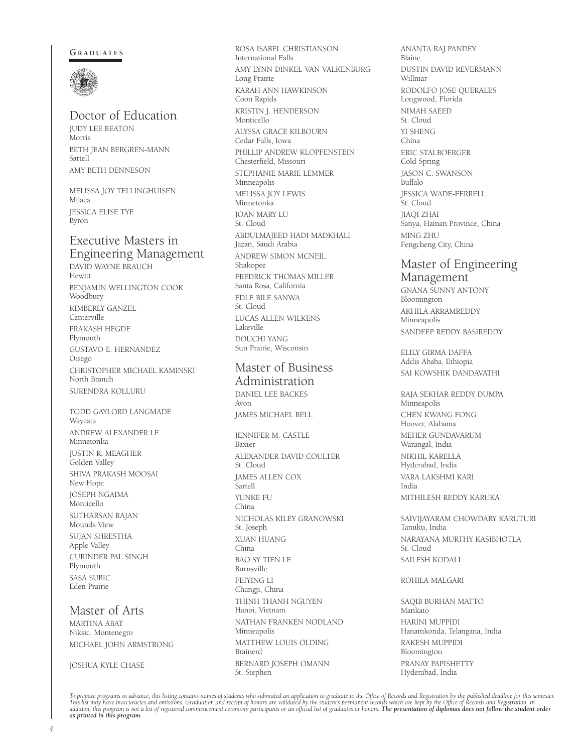## Graduates

### Doctor of Education

JUDY LEE BEATON
Morris

BETH JEAN BERGREN-MANN
Sartell

AMY BETH DENNESON

MELISSA JOY TELLINGHUISEN
Milaca

JESSICA ELISE TYE
Byron

### Executive Masters in Engineering Management

DAVID WAYNE BRAUCH
Hewitt

BENJAMIN WELLINGTON COOK
Woodbury

KIMBERLY GANZEL
Centerville

PRAKASH HEGDE
Plymouth

GUSTAVO E. HERNANDEZ
Otsego

CHRISTOPHER MICHAEL KAMINSKI
North Branch

SURENDRA KOLLURU

TODD GAYLORD LANGMADE
Wayzata

ANDREW ALEXANDER LE
Minnetonka

JUSTIN R. MEAGHER
Golden Valley

SHIVA PRAKASH MOOSAI
New Hope

JOSEPH NGAIMA
Monticello

SUTHARSAN RAJAN
Mounds View

SUJAN SHRESTHA
Apple Valley

GURINDER PAL SINGH
Plymouth

SASA SUBIC
Eden Prairie

### Master of Arts

MARTINA ABAT
Niksic, Montenegro

MICHAEL JOHN ARMSTRONG

JOSHUA KYLE CHASE

ROSA ISABEL CHRISTIANSON
International Falls

AMY LYNN DINKEL-VAN VALKENBURG
Long Prairie

KARAH ANN HAWKINSON
Coon Rapids

KRISTIN J. HENDERSON
Monticello

ALYSSA GRACE KILBOURN
Cedar Falls, Iowa

PHILLIP ANDREW KLOPFENSTEIN
Chesterfield, Missouri

STEPHANIE MARIE LEMMER
Minneapolis

MELISSA JOY LEWIS
Minnetonka

JOAN MARY LU
St. Cloud

ABDULMAJEED HADI MADKHALI
Jazan, Saudi Arabia

ANDREW SIMON MCNEIL
Shakopee

FREDRICK THOMAS MILLER
Santa Rosa, California

EDLE BILE SANWA
St. Cloud

LUCAS ALLEN WILKENS
Lakeville

DOUCHI YANG
Sun Prairie, Wisconsin

### Master of Business Administration

DANIEL LEE BACKES
Avon

JAMES MICHAEL BELL

JENNIFER M. CASTLE
Baxter

ALEXANDER DAVID COULTER
St. Cloud

JAMES ALLEN COX
Sartell

YUNKE FU
China

NICHOLAS KILEY GRANOWSKI
St. Joseph

XUAN HUANG
China

BAO SY TIEN LE
Burnsville

FEIYING LI
Changji, China

THINH THANH NGUYEN
Hanoi, Vietnam

NATHAN FRANKEN NODLAND
Minneapolis

MATTHEW LOUIS OLDING
Brainerd

BERNARD JOSEPH OMANN
St. Stephen

ANANTA RAJ PANDEY
Blaine

DUSTIN DAVID REVERMANN
Willmar

RODOLFO JOSE QUERALES
Longwood, Florida

NIMAH SAEED
St. Cloud

YI SHENG
China

ERIC STALBOERGER
Cold Spring

JASON C. SWANSON
Buffalo

JESSICA WADE-FERRELL
St. Cloud

JIAQI ZHAI
Sanya, Hainan Province, China

MING ZHU
Fengcheng City, China

### Master of Engineering Management

GNANA SUNNY ANTONY
Bloomington

AKHILA ARRAMREDDY
Minneapolis

SANDEEP REDDY BASIREDDY

ELILY GIRMA DAFFA
Addis Ababa, Ethiopia

SAI KOWSHIK DANDAVATHI

RAJA SEKHAR REDDY DUMPA
Minneapolis

CHEN KWANG FONG
Hoover, Alabama

MEHER GUNDAVARUM
Warangal, India

NIKHIL KARELLA
Hyderabad, India

VARA LAKSHMI KARI
India

MITHILESH REDDY KARUKA

SAIVIJAYARAM CHOWDARY KARUTURI
Tanuku, India

NARAYANA MURTHY KASIBHOTLA
St. Cloud

SAILESH KODALI

ROHILA MALGARI

SAQIB BURHAN MATTO
Mankato

HARINI MUPPIDI
Hanamkonda, Telangana, India

RAKESH MUPPIDI
Bloomington

PRANAY PAPISHETTY
Hyderabad, India

*To prepare programs in advance, this listing contains names of students who submitted an application to graduate to the Office of Records and Registration by the published deadline for this semester. This list may have inaccuracies and omissions. Graduation and receipt of honors are validated by the student's permanent records which are kept by the Office of Records and Registration. In addition, this program is not a list of registered commencement ceremony participants or an official list of graduates or honors.* ***The presentation of diplomas does not follow the student order as printed in this program.***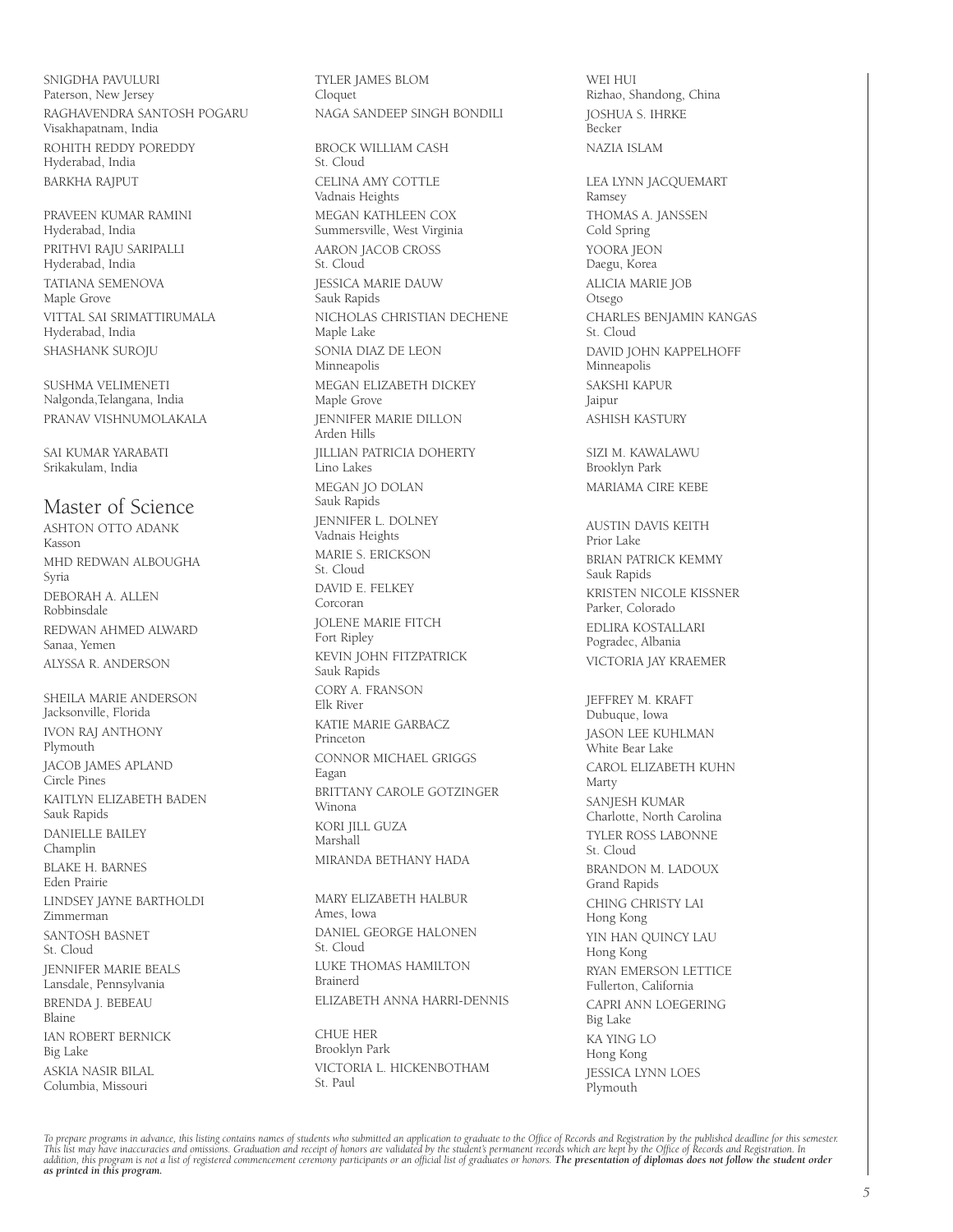SNIGDHA PAVULURI
Paterson, New Jersey

RAGHAVENDRA SANTOSH POGARU
Visakhapatnam, India

ROHITH REDDY POREDDY
Hyderabad, India

BARKHA RAJPUT

PRAVEEN KUMAR RAMINI
Hyderabad, India

PRITHVI RAJU SARIPALLI
Hyderabad, India

TATIANA SEMENOVA
Maple Grove

VITTAL SAI SRIMATTIRUMALA
Hyderabad, India

SHASHANK SUROJU

SUSHMA VELIMENETI
Nalgonda,Telangana, India

PRANAV VISHNUMOLAKALA

SAI KUMAR YARABATI
Srikakulam, India

## Master of Science

ASHTON OTTO ADANK
Kasson

MHD REDWAN ALBOUGHA
Syria

DEBORAH A. ALLEN
Robbinsdale

REDWAN AHMED ALWARD
Sanaa, Yemen

ALYSSA R. ANDERSON

SHEILA MARIE ANDERSON
Jacksonville, Florida

IVON RAJ ANTHONY
Plymouth

JACOB JAMES APLAND
Circle Pines

KAITLYN ELIZABETH BADEN
Sauk Rapids

DANIELLE BAILEY
Champlin

BLAKE H. BARNES
Eden Prairie

LINDSEY JAYNE BARTHOLDI
Zimmerman

SANTOSH BASNET
St. Cloud

JENNIFER MARIE BEALS
Lansdale, Pennsylvania

BRENDA J. BEBEAU
Blaine

IAN ROBERT BERNICK
Big Lake

ASKIA NASIR BILAL
Columbia, Missouri

TYLER JAMES BLOM
Cloquet

NAGA SANDEEP SINGH BONDILI

BROCK WILLIAM CASH
St. Cloud

CELINA AMY COTTLE
Vadnais Heights

MEGAN KATHLEEN COX
Summersville, West Virginia

AARON JACOB CROSS
St. Cloud

JESSICA MARIE DAUW
Sauk Rapids

NICHOLAS CHRISTIAN DECHENE
Maple Lake

SONIA DIAZ DE LEON
Minneapolis

MEGAN ELIZABETH DICKEY
Maple Grove

JENNIFER MARIE DILLON
Arden Hills

JILLIAN PATRICIA DOHERTY
Lino Lakes

MEGAN JO DOLAN
Sauk Rapids

JENNIFER L. DOLNEY
Vadnais Heights

MARIE S. ERICKSON
St. Cloud

DAVID E. FELKEY
Corcoran

JOLENE MARIE FITCH
Fort Ripley

KEVIN JOHN FITZPATRICK
Sauk Rapids

CORY A. FRANSON
Elk River

KATIE MARIE GARBACZ
Princeton

CONNOR MICHAEL GRIGGS
Eagan

BRITTANY CAROLE GOTZINGER
Winona

KORI JILL GUZA
Marshall

MIRANDA BETHANY HADA

MARY ELIZABETH HALBUR
Ames, Iowa

DANIEL GEORGE HALONEN
St. Cloud

LUKE THOMAS HAMILTON
Brainerd

ELIZABETH ANNA HARRI-DENNIS

CHUE HER
Brooklyn Park

VICTORIA L. HICKENBOTHAM
St. Paul

WEI HUI
Rizhao, Shandong, China

JOSHUA S. IHRKE
Becker

NAZIA ISLAM

LEA LYNN JACQUEMART
Ramsey

THOMAS A. JANSSEN
Cold Spring

YOORA JEON
Daegu, Korea

ALICIA MARIE JOB
Otsego

CHARLES BENJAMIN KANGAS
St. Cloud

DAVID JOHN KAPPELHOFF
Minneapolis

SAKSHI KAPUR
Jaipur

ASHISH KASTURY

SIZI M. KAWALAWU
Brooklyn Park

MARIAMA CIRE KEBE

AUSTIN DAVIS KEITH
Prior Lake

BRIAN PATRICK KEMMY
Sauk Rapids

KRISTEN NICOLE KISSNER
Parker, Colorado

EDLIRA KOSTALLARI
Pogradec, Albania

VICTORIA JAY KRAEMER

JEFFREY M. KRAFT
Dubuque, Iowa

JASON LEE KUHLMAN
White Bear Lake

CAROL ELIZABETH KUHN
Marty

SANJESH KUMAR
Charlotte, North Carolina

TYLER ROSS LABONNE
St. Cloud

BRANDON M. LADOUX
Grand Rapids

CHING CHRISTY LAI
Hong Kong

YIN HAN QUINCY LAU
Hong Kong

RYAN EMERSON LETTICE
Fullerton, California

CAPRI ANN LOEGERING
Big Lake

KA YING LO
Hong Kong

JESSICA LYNN LOES
Plymouth

*To prepare programs in advance, this listing contains names of students who submitted an application to graduate to the Office of Records and Registration by the published deadline for this semester. This list may have inaccuracies and omissions. Graduation and receipt of honors are validated by the student's permanent records which are kept by the Office of Records and Registration. In addition, this program is not a list of registered commencement ceremony participants or an official list of graduates or honors.* ***The presentation of diplomas does not follow the student order as printed in this program.***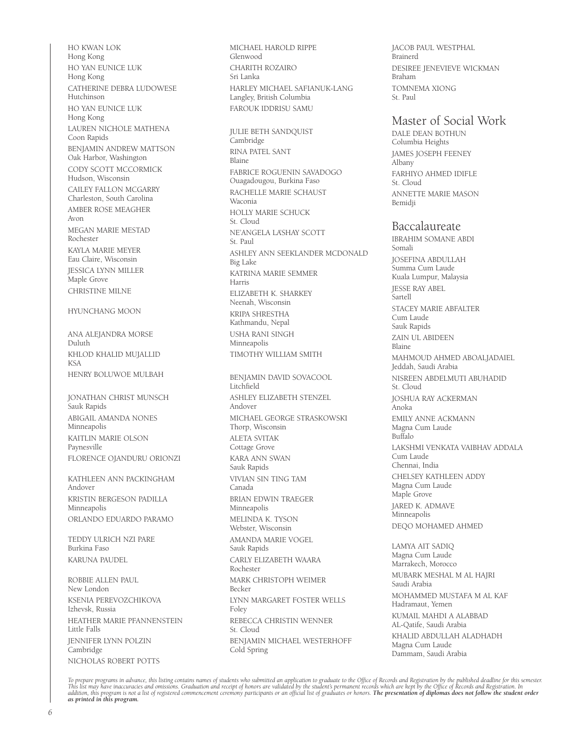HO KWAN LOK
Hong Kong

HO YAN EUNICE LUK
Hong Kong

CATHERINE DEBRA LUDOWESE
Hutchinson

HO YAN EUNICE LUK
Hong Kong

LAUREN NICHOLE MATHENA
Coon Rapids

BENJAMIN ANDREW MATTSON
Oak Harbor, Washington

CODY SCOTT MCCORMICK
Hudson, Wisconsin

CAILEY FALLON MCGARRY
Charleston, South Carolina

AMBER ROSE MEAGHER
Avon

MEGAN MARIE MESTAD
Rochester

KAYLA MARIE MEYER
Eau Claire, Wisconsin

JESSICA LYNN MILLER
Maple Grove

CHRISTINE MILNE

HYUNCHANG MOON

ANA ALEJANDRA MORSE
Duluth

KHLOD KHALID MUJALLID
KSA

HENRY BOLUWOE MULBAH

JONATHAN CHRIST MUNSCH
Sauk Rapids

ABIGAIL AMANDA NONES
Minneapolis

KAITLIN MARIE OLSON
Paynesville

FLORENCE OJANDURU ORIONZI

KATHLEEN ANN PACKINGHAM
Andover

KRISTIN BERGESON PADILLA
Minneapolis

ORLANDO EDUARDO PARAMO

TEDDY ULRICH NZI PARE
Burkina Faso

KARUNA PAUDEL

ROBBIE ALLEN PAUL
New London

KSENIA PEREVOZCHIKOVA
Izhevsk, Russia

HEATHER MARIE PFANNENSTEIN
Little Falls

JENNIFER LYNN POLZIN
Cambridge

NICHOLAS ROBERT POTTS

MICHAEL HAROLD RIPPE
Glenwood

CHARITH ROZAIRO
Sri Lanka

HARLEY MICHAEL SAFIANUK-LANG
Langley, British Columbia

FAROUK IDDRISU SAMU

JULIE BETH SANDQUIST
Cambridge

RINA PATEL SANT
Blaine

FABRICE ROGUENIN SAVADOGO
Ouagadougou, Burkina Faso

RACHELLE MARIE SCHAUST
Waconia

HOLLY MARIE SCHUCK
St. Cloud

NE'ANGELA LA'SHAY SCOTT
St. Paul

ASHLEY ANN SEEKLANDER MCDONALD
Big Lake

KATRINA MARIE SEMMER
Harris

ELIZABETH K. SHARKEY
Neenah, Wisconsin

KRIPA SHRESTHA
Kathmandu, Nepal

USHA RANI SINGH
Minneapolis

TIMOTHY WILLIAM SMITH

BENJAMIN DAVID SOVACOOL
Litchfield

ASHLEY ELIZABETH STENZEL
Andover

MICHAEL GEORGE STRASKOWSKI
Thorp, Wisconsin

ALETA SVITAK
Cottage Grove

KARA ANN SWAN
Sauk Rapids

VIVIAN SIN TING TAM
Canada

BRIAN EDWIN TRAEGER
Minneapolis

MELINDA K. TYSON
Webster, Wisconsin

AMANDA MARIE VOGEL
Sauk Rapids

CARLY ELIZABETH WAARA
Rochester

MARK CHRISTOPH WEIMER
Becker

LYNN MARGARET FOSTER WELLS
Foley

REBECCA CHRISTIN WENNER
St. Cloud

BENJAMIN MICHAEL WESTERHOFF
Cold Spring

JACOB PAUL WESTPHAL
Brainerd

DESIREE JENEVIEVE WICKMAN
Braham

TOMNEMA XIONG
St. Paul

## Master of Social Work

DALE DEAN BOTHUN
Columbia Heights

JAMES JOSEPH FEENEY
Albany

FARHIYO AHMED IDIFLE
St. Cloud

ANNETTE MARIE MASON
Bemidji

## Baccalaureate

IBRAHIM SOMANE ABDI
Somali

JOSEFINA ABDULLAH
Summa Cum Laude
Kuala Lumpur, Malaysia

JESSE RAY ABEL
Sartell

STACEY MARIE ABFALTER
Cum Laude
Sauk Rapids

ZAIN UL ABIDEEN
Blaine

MAHMOUD AHMED ABOALJADAIEL
Jeddah, Saudi Arabia

NISREEN ABDELMUTI ABUHADID
St. Cloud

JOSHUA RAY ACKERMAN
Anoka

EMILY ANNE ACKMANN
Magna Cum Laude
Buffalo

LAKSHMI VENKATA VAIBHAV ADDALA
Cum Laude
Chennai, India

CHELSEY KATHLEEN ADDY
Magna Cum Laude
Maple Grove

JARED K. ADMAVE
Minneapolis

DEQO MOHAMED AHMED

LAMYA AIT SADIQ
Magna Cum Laude
Marrakech, Morocco

MUBARK MESHAL M AL HAJRI
Saudi Arabia

MOHAMMED MUSTAFA M AL KAF
Hadramaut, Yemen

KUMAIL MAHDI A ALABBAD
AL-Qatife, Saudi Arabia

KHALID ABDULLAH ALADHADH
Magna Cum Laude
Dammam, Saudi Arabia

*To prepare programs in advance, this listing contains names of students who submitted an application to graduate to the Office of Records and Registration by the published deadline for this semester. This list may have inaccuracies and omissions. Graduation and receipt of honors are validated by the student's permanent records which are kept by the Office of Records and Registration. In addition, this program is not a list of registered commencement ceremony participants or an official list of graduates or honors.* ***The presentation of diplomas does not follow the student order as printed in this program.***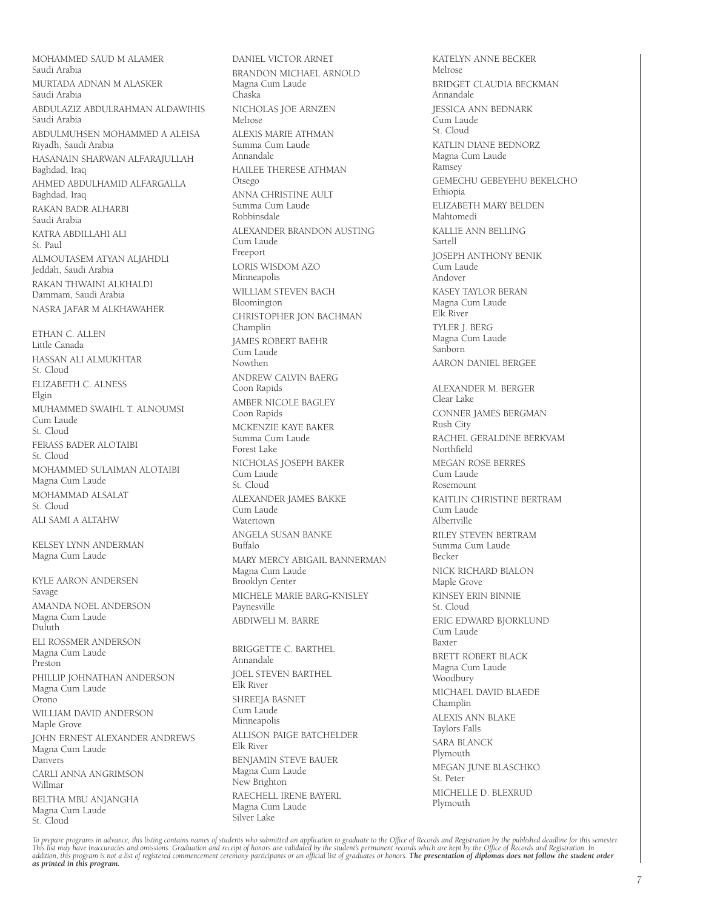MOHAMMED SAUD M ALAMER
Saudi Arabia

MURTADA ADNAN M ALASKER
Saudi Arabia

ABDULAZIZ ABDULRAHMAN ALDAWIHIS
Saudi Arabia

ABDULMUHSEN MOHAMMED A ALEISA
Riyadh, Saudi Arabia

HASANAIN SHARWAN ALFARAJULLAH
Baghdad, Iraq

AHMED ABDULHAMID ALFARGALLA
Baghdad, Iraq

RAKAN BADR ALHARBI
Saudi Arabia

KATRA ABDILLAHI ALI
St. Paul

ALMOUTASEM ATYAN ALJAHDLI
Jeddah, Saudi Arabia

RAKAN THWAINI ALKHALDI
Dammam, Saudi Arabia

NASRA JAFAR M ALKHAWAHER

ETHAN C. ALLEN
Little Canada

HASSAN ALI ALMUKHTAR
St. Cloud

ELIZABETH C. ALNESS
Elgin

MUHAMMED SWAIHL T. ALNOUMSI
Cum Laude
St. Cloud

FERASS BADER ALOTAIBI
St. Cloud

MOHAMMED SULAIMAN ALOTAIBI
Magna Cum Laude

MOHAMMAD ALSALAT
St. Cloud

ALI SAMI A ALTAHW

KELSEY LYNN ANDERMAN
Magna Cum Laude

KYLE AARON ANDERSEN
Savage

AMANDA NOEL ANDERSON
Magna Cum Laude
Duluth

ELI ROSSMER ANDERSON
Magna Cum Laude
Preston

PHILLIP JOHNATHAN ANDERSON
Magna Cum Laude
Orono

WILLIAM DAVID ANDERSON
Maple Grove

JOHN ERNEST ALEXANDER ANDREWS
Magna Cum Laude
Danvers

CARLI ANNA ANGRIMSON
Willmar

BELTHA MBU ANJANGHA
Magna Cum Laude
St. Cloud

DANIEL VICTOR ARNET

BRANDON MICHAEL ARNOLD
Magna Cum Laude
Chaska

NICHOLAS JOE ARNZEN
Melrose

ALEXIS MARIE ATHMAN
Summa Cum Laude
Annandale

HAILEE THERESE ATHMAN
Otsego

ANNA CHRISTINE AULT
Summa Cum Laude
Robbinsdale

ALEXANDER BRANDON AUSTING
Cum Laude
Freeport

LORIS WISDOM AZO
Minneapolis

WILLIAM STEVEN BACH
Bloomington

CHRISTOPHER JON BACHMAN
Champlin

JAMES ROBERT BAEHR
Cum Laude
Nowthen

ANDREW CALVIN BAERG
Coon Rapids

AMBER NICOLE BAGLEY
Coon Rapids

MCKENZIE KAYE BAKER
Summa Cum Laude
Forest Lake

NICHOLAS JOSEPH BAKER
Cum Laude
St. Cloud

ALEXANDER JAMES BAKKE
Cum Laude
Watertown

ANGELA SUSAN BANKE
Buffalo

MARY MERCY ABIGAIL BANNERMAN
Magna Cum Laude
Brooklyn Center

MICHELE MARIE BARG-KNISLEY
Paynesville

ABDIWELI M. BARRE

BRIGGETTE C. BARTHEL
Annandale

JOEL STEVEN BARTHEL
Elk River

SHREEJA BASNET
Cum Laude
Minneapolis

ALLISON PAIGE BATCHELDER
Elk River

BENJAMIN STEVE BAUER
Magna Cum Laude
New Brighton

RAECHELL IRENE BAYERL
Magna Cum Laude
Silver Lake

KATELYN ANNE BECKER
Melrose

BRIDGET CLAUDIA BECKMAN
Annandale

JESSICA ANN BEDNARK
Cum Laude
St. Cloud

KATLIN DIANE BEDNORZ
Magna Cum Laude
Ramsey

GEMECHU GEBEYEHU BEKELCHO
Ethiopia

ELIZABETH MARY BELDEN
Mahtomedi

KALLIE ANN BELLING
Sartell

JOSEPH ANTHONY BENIK
Cum Laude
Andover

KASEY TAYLOR BERAN
Magna Cum Laude
Elk River

TYLER J. BERG
Magna Cum Laude
Sanborn

AARON DANIEL BERGEE

ALEXANDER M. BERGER
Clear Lake

CONNER JAMES BERGMAN
Rush City

RACHEL GERALDINE BERKVAM
Northfield

MEGAN ROSE BERRES
Cum Laude
Rosemount

KAITLIN CHRISTINE BERTRAM
Cum Laude
Albertville

RILEY STEVEN BERTRAM
Summa Cum Laude
Becker

NICK RICHARD BIALON
Maple Grove

KINSEY ERIN BINNIE
St. Cloud

ERIC EDWARD BJORKLUND
Cum Laude
Baxter

BRETT ROBERT BLACK
Magna Cum Laude
Woodbury

MICHAEL DAVID BLAEDE
Champlin

ALEXIS ANN BLAKE
Taylors Falls

SARA BLANCK
Plymouth

MEGAN JUNE BLASCHKO
St. Peter

MICHELLE D. BLEXRUD
Plymouth

*To prepare programs in advance, this listing contains names of students who submitted an application to graduate to the Office of Records and Registration by the published deadline for this semester. This list may have inaccuracies and omissions. Graduation and receipt of honors are validated by the student's permanent records which are kept by the Office of Records and Registration. In addition, this program is not a list of registered commencement ceremony participants or an official list of graduates or honors.* ***The presentation of diplomas does not follow the student order as printed in this program.***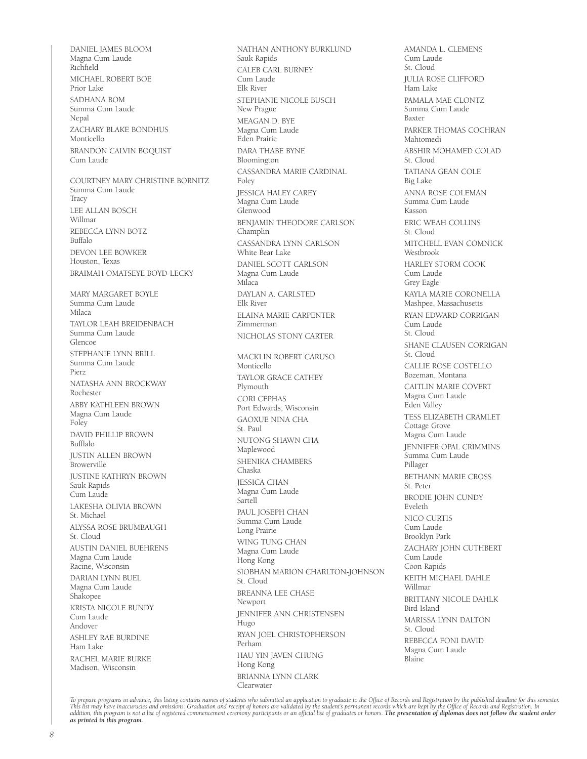DANIEL JAMES BLOOM
Magna Cum Laude
Richfield

MICHAEL ROBERT BOE
Prior Lake

SADHANA BOM
Summa Cum Laude
Nepal

ZACHARY BLAKE BONDHUS
Monticello

BRANDON CALVIN BOQUIST
Cum Laude

COURTNEY MARY CHRISTINE BORNITZ
Summa Cum Laude
Tracy

LEE ALLAN BOSCH
Willmar

REBECCA LYNN BOTZ
Buffalo

DEVON LEE BOWKER
Houston, Texas

BRAIMAH OMATSEYE BOYD-LECKY

MARY MARGARET BOYLE
Summa Cum Laude
Milaca

TAYLOR LEAH BREIDENBACH
Summa Cum Laude
Glencoe

STEPHANIE LYNN BRILL
Summa Cum Laude
Pierz

NATASHA ANN BROCKWAY
Rochester

ABBY KATHLEEN BROWN
Magna Cum Laude
Foley

DAVID PHILLIP BROWN
Bufflalo

JUSTIN ALLEN BROWN
Browerville

JUSTINE KATHRYN BROWN
Sauk Rapids
Cum Laude

LAKESHA OLIVIA BROWN
St. Michael

ALYSSA ROSE BRUMBAUGH
St. Cloud

AUSTIN DANIEL BUEHRENS
Magna Cum Laude
Racine, Wisconsin

DARIAN LYNN BUEL
Magna Cum Laude
Shakopee

KRISTA NICOLE BUNDY
Cum Laude
Andover

ASHLEY RAE BURDINE
Ham Lake

RACHEL MARIE BURKE
Madison, Wisconsin

NATHAN ANTHONY BURKLUND
Sauk Rapids

CALEB CARL BURNEY
Cum Laude
Elk River

STEPHANIE NICOLE BUSCH
New Prague

MEAGAN D. BYE
Magna Cum Laude
Eden Prairie

DARA THABE BYNE
Bloomington

CASSANDRA MARIE CARDINAL
Foley

JESSICA HALEY CAREY
Magna Cum Laude
Glenwood

BENJAMIN THEODORE CARLSON
Champlin

CASSANDRA LYNN CARLSON
White Bear Lake

DANIEL SCOTT CARLSON
Magna Cum Laude
Milaca

DAYLAN A. CARLSTED
Elk River

ELAINA MARIE CARPENTER
Zimmerman

NICHOLAS STONY CARTER

MACKLIN ROBERT CARUSO
Monticello

TAYLOR GRACE CATHEY
Plymouth

CORI CEPHAS
Port Edwards, Wisconsin

GAOXUE NINA CHA
St. Paul

NUTONG SHAWN CHA
Maplewood

SHENIKA CHAMBERS
Chaska

JESSICA CHAN
Magna Cum Laude
Sartell

PAUL JOSEPH CHAN
Summa Cum Laude
Long Prairie

WING TUNG CHAN
Magna Cum Laude
Hong Kong

SIOBHAN MARION CHARLTON-JOHNSON
St. Cloud

BREANNA LEE CHASE
Newport

JENNIFER ANN CHRISTENSEN
Hugo

RYAN JOEL CHRISTOPHERSON
Perham

HAU YIN JAVEN CHUNG
Hong Kong

BRIANNA LYNN CLARK
Clearwater

AMANDA L. CLEMENS
Cum Laude
St. Cloud

JULIA ROSE CLIFFORD
Ham Lake

PAMALA MAE CLONTZ
Summa Cum Laude
Baxter

PARKER THOMAS COCHRAN
Mahtomedi

ABSHIR MOHAMED COLAD
St. Cloud

TATIANA GEAN COLE
Big Lake

ANNA ROSE COLEMAN
Summa Cum Laude
Kasson

ERIC WEAH COLLINS
St. Cloud

MITCHELL EVAN COMNICK
Westbrook

HARLEY STORM COOK
Cum Laude
Grey Eagle

KAYLA MARIE CORONELLA
Mashpee, Massachusetts

RYAN EDWARD CORRIGAN
Cum Laude
St. Cloud

SHANE CLAUSEN CORRIGAN
St. Cloud

CALLIE ROSE COSTELLO
Bozeman, Montana

CAITLIN MARIE COVERT
Magna Cum Laude
Eden Valley

TESS ELIZABETH CRAMLET
Cottage Grove
Magna Cum Laude

JENNIFER OPAL CRIMMINS
Summa Cum Laude
Pillager

BETHANN MARIE CROSS
St. Peter

BRODIE JOHN CUNDY
Eveleth

NICO CURTIS
Cum Laude
Brooklyn Park

ZACHARY JOHN CUTHBERT
Cum Laude
Coon Rapids

KEITH MICHAEL DAHLE
Willmar

BRITTANY NICOLE DAHLK
Bird Island

MARISSA LYNN DALTON
St. Cloud

REBECCA FONI DAVID
Magna Cum Laude
Blaine

*To prepare programs in advance, this listing contains names of students who submitted an application to graduate to the Office of Records and Registration by the published deadline for this semester. This list may have inaccuracies and omissions. Graduation and receipt of honors are validated by the student's permanent records which are kept by the Office of Records and Registration. In addition, this program is not a list of registered commencement ceremony participants or an official list of graduates or honors.* ***The presentation of diplomas does not follow the student order as printed in this program.***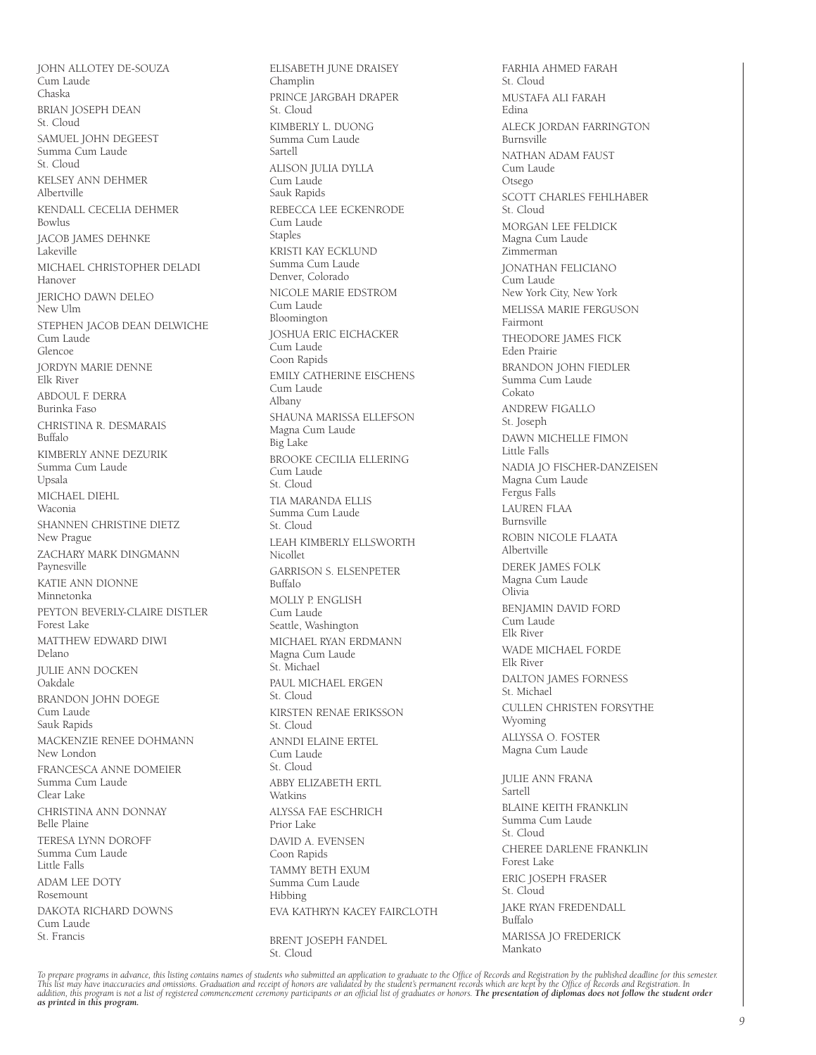JOHN ALLOTEY DE-SOUZA
Cum Laude
Chaska

BRIAN JOSEPH DEAN
St. Cloud

SAMUEL JOHN DEGEEST
Summa Cum Laude
St. Cloud

KELSEY ANN DEHMER
Albertville

KENDALL CECELIA DEHMER
Bowlus

JACOB JAMES DEHNKE
Lakeville

MICHAEL CHRISTOPHER DELADI
Hanover

JERICHO DAWN DELEO
New Ulm

STEPHEN JACOB DEAN DELWICHE
Cum Laude
Glencoe

JORDYN MARIE DENNE
Elk River

ABDOUL F. DERRA
Burinka Faso

CHRISTINA R. DESMARAIS
Buffalo

KIMBERLY ANNE DEZURIK
Summa Cum Laude
Upsala

MICHAEL DIEHL
Waconia

SHANNEN CHRISTINE DIETZ
New Prague

ZACHARY MARK DINGMANN
Paynesville

KATIE ANN DIONNE
Minnetonka

PEYTON BEVERLY-CLAIRE DISTLER
Forest Lake

MATTHEW EDWARD DIWI
Delano

JULIE ANN DOCKEN
Oakdale

BRANDON JOHN DOEGE
Cum Laude
Sauk Rapids

MACKENZIE RENEE DOHMANN
New London

FRANCESCA ANNE DOMEIER
Summa Cum Laude
Clear Lake

CHRISTINA ANN DONNAY
Belle Plaine

TERESA LYNN DOROFF
Summa Cum Laude
Little Falls

ADAM LEE DOTY
Rosemount

DAKOTA RICHARD DOWNS
Cum Laude
St. Francis

ELISABETH JUNE DRAISEY
Champlin

PRINCE JARGBAH DRAPER
St. Cloud

KIMBERLY L. DUONG
Summa Cum Laude
Sartell

ALISON JULIA DYLLA
Cum Laude
Sauk Rapids

REBECCA LEE ECKENRODE
Cum Laude
Staples

KRISTI KAY ECKLUND
Summa Cum Laude
Denver, Colorado

NICOLE MARIE EDSTROM
Cum Laude
Bloomington

JOSHUA ERIC EICHACKER
Cum Laude
Coon Rapids

EMILY CATHERINE EISCHENS
Cum Laude
Albany

SHAUNA MARISSA ELLEFSON
Magna Cum Laude
Big Lake

BROOKE CECILIA ELLERING
Cum Laude
St. Cloud

TIA MARANDA ELLIS
Summa Cum Laude
St. Cloud

LEAH KIMBERLY ELLSWORTH
Nicollet

GARRISON S. ELSENPETER
Buffalo

MOLLY P. ENGLISH
Cum Laude
Seattle, Washington

MICHAEL RYAN ERDMANN
Magna Cum Laude
St. Michael

PAUL MICHAEL ERGEN
St. Cloud

KIRSTEN RENAE ERIKSSON
St. Cloud

ANNDI ELAINE ERTEL
Cum Laude
St. Cloud

ABBY ELIZABETH ERTL
Watkins

ALYSSA FAE ESCHRICH
Prior Lake

DAVID A. EVENSEN
Coon Rapids

TAMMY BETH EXUM
Summa Cum Laude
Hibbing

EVA KATHRYN KACEY FAIRCLOTH

BRENT JOSEPH FANDEL
St. Cloud

FARHIA AHMED FARAH
St. Cloud

MUSTAFA ALI FARAH
Edina

ALECK JORDAN FARRINGTON
Burnsville

NATHAN ADAM FAUST
Cum Laude
Otsego

SCOTT CHARLES FEHLHABER
St. Cloud

MORGAN LEE FELDICK
Magna Cum Laude
Zimmerman

JONATHAN FELICIANO
Cum Laude
New York City, New York

MELISSA MARIE FERGUSON
Fairmont

THEODORE JAMES FICK
Eden Prairie

BRANDON JOHN FIEDLER
Summa Cum Laude
Cokato

ANDREW FIGALLO
St. Joseph

DAWN MICHELLE FIMON
Little Falls

NADIA JO FISCHER-DANZEISEN
Magna Cum Laude
Fergus Falls

LAUREN FLAA
Burnsville

ROBIN NICOLE FLAATA
Albertville

DEREK JAMES FOLK
Magna Cum Laude
Olivia

BENJAMIN DAVID FORD
Cum Laude
Elk River

WADE MICHAEL FORDE
Elk River

DALTON JAMES FORNESS
St. Michael

CULLEN CHRISTEN FORSYTHE
Wyoming

ALLYSSA O. FOSTER
Magna Cum Laude

JULIE ANN FRANA
Sartell

BLAINE KEITH FRANKLIN
Summa Cum Laude
St. Cloud

CHEREE DARLENE FRANKLIN
Forest Lake

ERIC JOSEPH FRASER
St. Cloud

JAKE RYAN FREDENDALL
Buffalo

MARISSA JO FREDERICK
Mankato

*To prepare programs in advance, this listing contains names of students who submitted an application to graduate to the Office of Records and Registration by the published deadline for this semester. This list may have inaccuracies and omissions. Graduation and receipt of honors are validated by the student's permanent records which are kept by the Office of Records and Registration. In addition, this program is not a list of registered commencement ceremony participants or an official list of graduates or honors.* ***The presentation of diplomas does not follow the student order as printed in this program.***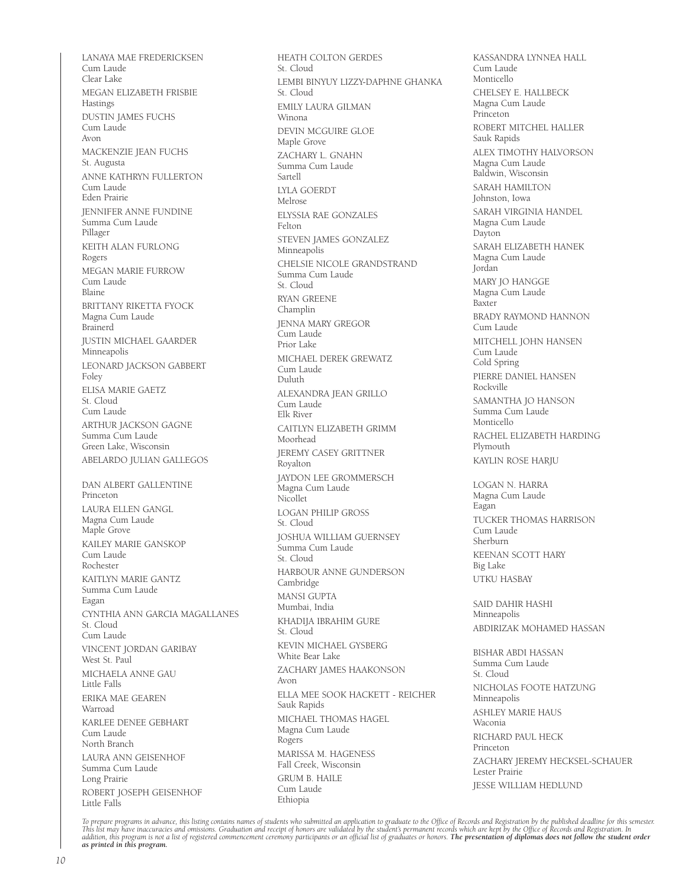LANAYA MAE FREDERICKSEN
Cum Laude
Clear Lake

MEGAN ELIZABETH FRISBIE
Hastings

DUSTIN JAMES FUCHS
Cum Laude
Avon

MACKENZIE JEAN FUCHS
St. Augusta

ANNE KATHRYN FULLERTON
Cum Laude
Eden Prairie

JENNIFER ANNE FUNDINE
Summa Cum Laude
Pillager

KEITH ALAN FURLONG
Rogers

MEGAN MARIE FURROW
Cum Laude
Blaine

BRITTANY RIKETTA FYOCK
Magna Cum Laude
Brainerd

JUSTIN MICHAEL GAARDER
Minneapolis

LEONARD JACKSON GABBERT
Foley

ELISA MARIE GAETZ
St. Cloud
Cum Laude

ARTHUR JACKSON GAGNE
Summa Cum Laude
Green Lake, Wisconsin

ABELARDO JULIAN GALLEGOS

DAN ALBERT GALLENTINE
Princeton

LAURA ELLEN GANGL
Magna Cum Laude
Maple Grove

KAILEY MARIE GANSKOP
Cum Laude
Rochester

KAITLYN MARIE GANTZ
Summa Cum Laude
Eagan

CYNTHIA ANN GARCIA MAGALLANES
St. Cloud
Cum Laude

VINCENT JORDAN GARIBAY
West St. Paul

MICHAELA ANNE GAU
Little Falls

ERIKA MAE GEAREN
Warroad

KARLEE DENEE GEBHART
Cum Laude
North Branch

LAURA ANN GEISENHOF
Summa Cum Laude
Long Prairie

ROBERT JOSEPH GEISENHOF
Little Falls

HEATH COLTON GERDES
St. Cloud

LEMBI BINYUY LIZZY-DAPHNE GHANKA
St. Cloud

EMILY LAURA GILMAN
Winona

DEVIN MCGUIRE GLOE
Maple Grove

ZACHARY L. GNAHN
Summa Cum Laude
Sartell

LYLA GOERDT
Melrose

ELYSSIA RAE GONZALES
Felton

STEVEN JAMES GONZALEZ
Minneapolis

CHELSIE NICOLE GRANDSTRAND
Summa Cum Laude
St. Cloud

RYAN GREENE
Champlin

JENNA MARY GREGOR
Cum Laude
Prior Lake

MICHAEL DEREK GREWATZ
Cum Laude
Duluth

ALEXANDRA JEAN GRILLO
Cum Laude
Elk River

CAITLYN ELIZABETH GRIMM
Moorhead

JEREMY CASEY GRITTNER
Royalton

JAYDON LEE GROMMERSCH
Magna Cum Laude
Nicollet

LOGAN PHILIP GROSS
St. Cloud

JOSHUA WILLIAM GUERNSEY
Summa Cum Laude
St. Cloud

HARBOUR ANNE GUNDERSON
Cambridge

MANSI GUPTA
Mumbai, India

KHADIJA IBRAHIM GURE
St. Cloud

KEVIN MICHAEL GYSBERG
White Bear Lake

ZACHARY JAMES HAAKONSON
Avon

ELLA MEE SOOK HACKETT - REICHER
Sauk Rapids

MICHAEL THOMAS HAGEL
Magna Cum Laude
Rogers

MARISSA M. HAGENESS
Fall Creek, Wisconsin

GRUM B. HAILE
Cum Laude
Ethiopia

KASSANDRA LYNNEA HALL
Cum Laude
Monticello

CHELSEY E. HALLBECK
Magna Cum Laude
Princeton

ROBERT MITCHEL HALLER
Sauk Rapids

ALEX TIMOTHY HALVORSON
Magna Cum Laude
Baldwin, Wisconsin

SARAH HAMILTON
Johnston, Iowa

SARAH VIRGINIA HANDEL
Magna Cum Laude
Dayton

SARAH ELIZABETH HANEK
Magna Cum Laude
Jordan

MARY JO HANGGE
Magna Cum Laude
Baxter

BRADY RAYMOND HANNON
Cum Laude

MITCHELL JOHN HANSEN
Cum Laude
Cold Spring

PIERRE DANIEL HANSEN
Rockville

SAMANTHA JO HANSON
Summa Cum Laude
Monticello

RACHEL ELIZABETH HARDING
Plymouth

KAYLIN ROSE HARJU

LOGAN N. HARRA
Magna Cum Laude
Eagan

TUCKER THOMAS HARRISON
Cum Laude
Sherburn

KEENAN SCOTT HARY
Big Lake

UTKU HASBAY

SAID DAHIR HASHI
Minneapolis

ABDIRIZAK MOHAMED HASSAN

BISHAR ABDI HASSAN
Summa Cum Laude
St. Cloud

NICHOLAS FOOTE HATZUNG
Minneapolis

ASHLEY MARIE HAUS
Waconia

RICHARD PAUL HECK
Princeton

ZACHARY JEREMY HECKSEL-SCHAUER
Lester Prairie

JESSE WILLIAM HEDLUND

*To prepare programs in advance, this listing contains names of students who submitted an application to graduate to the Office of Records and Registration by the published deadline for this semester. This list may have inaccuracies and omissions. Graduation and receipt of honors are validated by the student's permanent records which are kept by the Office of Records and Registration. In addition, this program is not a list of registered commencement ceremony participants or an official list of graduates or honors.* ***The presentation of diplomas does not follow the student order as printed in this program.***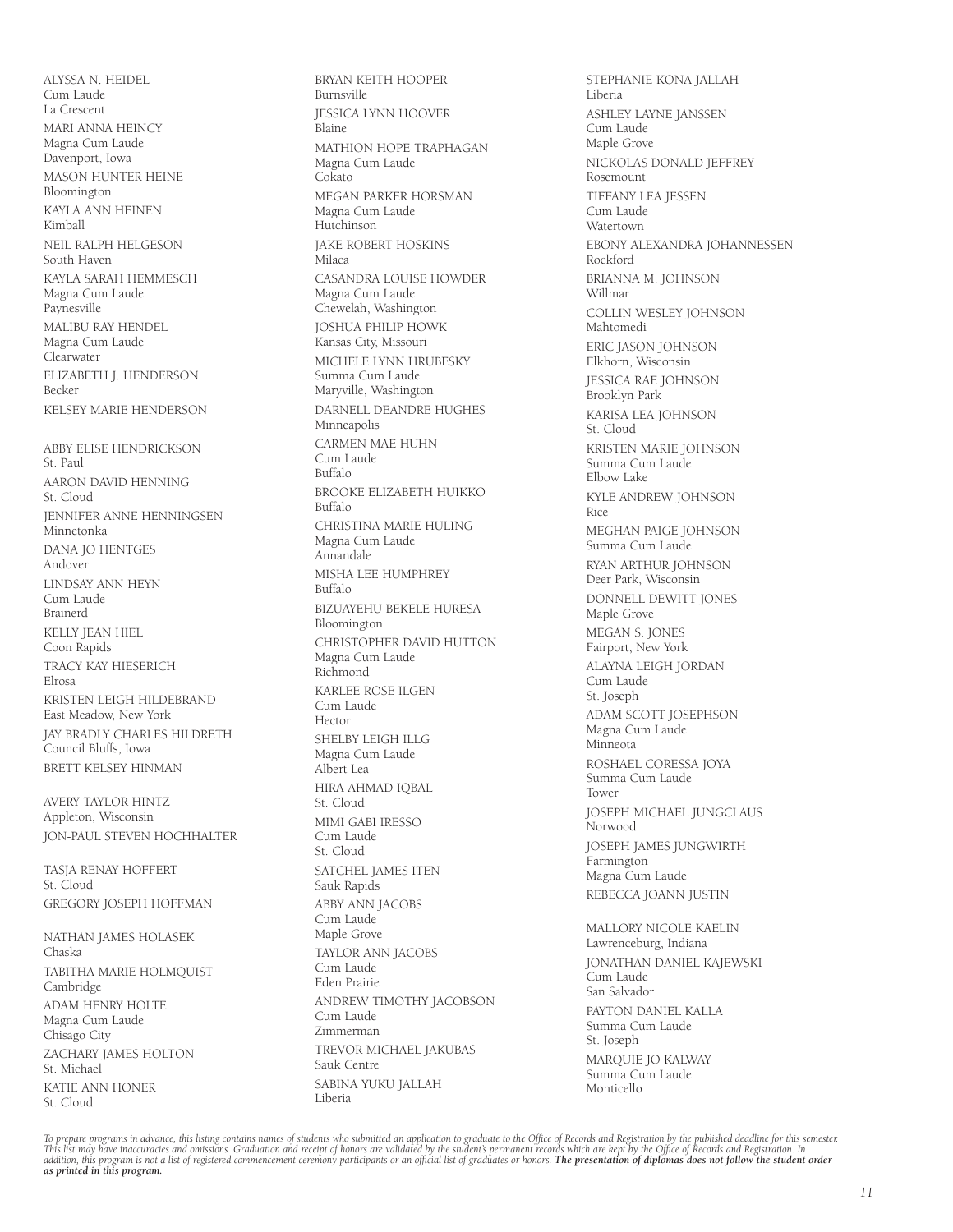ALYSSA N. HEIDEL
Cum Laude
La Crescent

MARI ANNA HEINCY
Magna Cum Laude
Davenport, Iowa

MASON HUNTER HEINE
Bloomington

KAYLA ANN HEINEN
Kimball

NEIL RALPH HELGESON
South Haven

KAYLA SARAH HEMMESCH
Magna Cum Laude
Paynesville

MALIBU RAY HENDEL
Magna Cum Laude
Clearwater

ELIZABETH J. HENDERSON
Becker

KELSEY MARIE HENDERSON

ABBY ELISE HENDRICKSON
St. Paul

AARON DAVID HENNING
St. Cloud

JENNIFER ANNE HENNINGSEN
Minnetonka

DANA JO HENTGES
Andover

LINDSAY ANN HEYN
Cum Laude
Brainerd

KELLY JEAN HIEL
Coon Rapids

TRACY KAY HIESERICH
Elrosa

KRISTEN LEIGH HILDEBRAND
East Meadow, New York

JAY BRADLY CHARLES HILDRETH
Council Bluffs, Iowa

BRETT KELSEY HINMAN

AVERY TAYLOR HINTZ
Appleton, Wisconsin

JON-PAUL STEVEN HOCHHALTER

TASJA RENAY HOFFERT
St. Cloud

GREGORY JOSEPH HOFFMAN

NATHAN JAMES HOLASEK
Chaska

TABITHA MARIE HOLMQUIST
Cambridge

ADAM HENRY HOLTE
Magna Cum Laude
Chisago City

ZACHARY JAMES HOLTON
St. Michael

KATIE ANN HONER
St. Cloud

BRYAN KEITH HOOPER
Burnsville

JESSICA LYNN HOOVER
Blaine

MATHION HOPE-TRAPHAGAN
Magna Cum Laude
Cokato

MEGAN PARKER HORSMAN
Magna Cum Laude
Hutchinson

JAKE ROBERT HOSKINS
Milaca

CASANDRA LOUISE HOWDER
Magna Cum Laude
Chewelah, Washington

JOSHUA PHILIP HOWK
Kansas City, Missouri

MICHELE LYNN HRUBESKY
Summa Cum Laude
Maryville, Washington

DARNELL DEANDRE HUGHES
Minneapolis

CARMEN MAE HUHN
Cum Laude
Buffalo

BROOKE ELIZABETH HUIKKO
Buffalo

CHRISTINA MARIE HULING
Magna Cum Laude
Annandale

MISHA LEE HUMPHREY
Buffalo

BIZUAYEHU BEKELE HURESA
Bloomington

CHRISTOPHER DAVID HUTTON
Magna Cum Laude
Richmond

KARLEE ROSE ILGEN
Cum Laude
Hector

SHELBY LEIGH ILLG
Magna Cum Laude
Albert Lea

HIRA AHMAD IQBAL
St. Cloud

MIMI GABI IRESSO
Cum Laude
St. Cloud

SATCHEL JAMES ITEN
Sauk Rapids

ABBY ANN JACOBS
Cum Laude
Maple Grove

TAYLOR ANN JACOBS
Cum Laude
Eden Prairie

ANDREW TIMOTHY JACOBSON
Cum Laude
Zimmerman

TREVOR MICHAEL JAKUBAS
Sauk Centre

SABINA YUKU JALLAH
Liberia

STEPHANIE KONA JALLAH
Liberia

ASHLEY LAYNE JANSSEN
Cum Laude
Maple Grove

NICKOLAS DONALD JEFFREY
Rosemount

TIFFANY LEA JESSEN
Cum Laude
Watertown

EBONY ALEXANDRA JOHANNESSEN
Rockford

BRIANNA M. JOHNSON
Willmar

COLLIN WESLEY JOHNSON
Mahtomedi

ERIC JASON JOHNSON
Elkhorn, Wisconsin

JESSICA RAE JOHNSON
Brooklyn Park

KARISA LEA JOHNSON
St. Cloud

KRISTEN MARIE JOHNSON
Summa Cum Laude
Elbow Lake

KYLE ANDREW JOHNSON
Rice

MEGHAN PAIGE JOHNSON
Summa Cum Laude

RYAN ARTHUR JOHNSON
Deer Park, Wisconsin

DONNELL DEWITT JONES
Maple Grove

MEGAN S. JONES
Fairport, New York

ALAYNA LEIGH JORDAN
Cum Laude
St. Joseph

ADAM SCOTT JOSEPHSON
Magna Cum Laude
Minneota

ROSHAEL CORESSA JOYA
Summa Cum Laude
Tower

JOSEPH MICHAEL JUNGCLAUS
Norwood

JOSEPH JAMES JUNGWIRTH
Farmington
Magna Cum Laude

REBECCA JOANN JUSTIN

MALLORY NICOLE KAELIN
Lawrenceburg, Indiana

JONATHAN DANIEL KAJEWSKI
Cum Laude
San Salvador

PAYTON DANIEL KALLA
Summa Cum Laude
St. Joseph

MARQUIE JO KALWAY
Summa Cum Laude
Monticello

*To prepare programs in advance, this listing contains names of students who submitted an application to graduate to the Office of Records and Registration by the published deadline for this semester. This list may have inaccuracies and omissions. Graduation and receipt of honors are validated by the student's permanent records which are kept by the Office of Records and Registration. In addition, this program is not a list of registered commencement ceremony participants or an official list of graduates or honors.* ***The presentation of diplomas does not follow the student order as printed in this program.***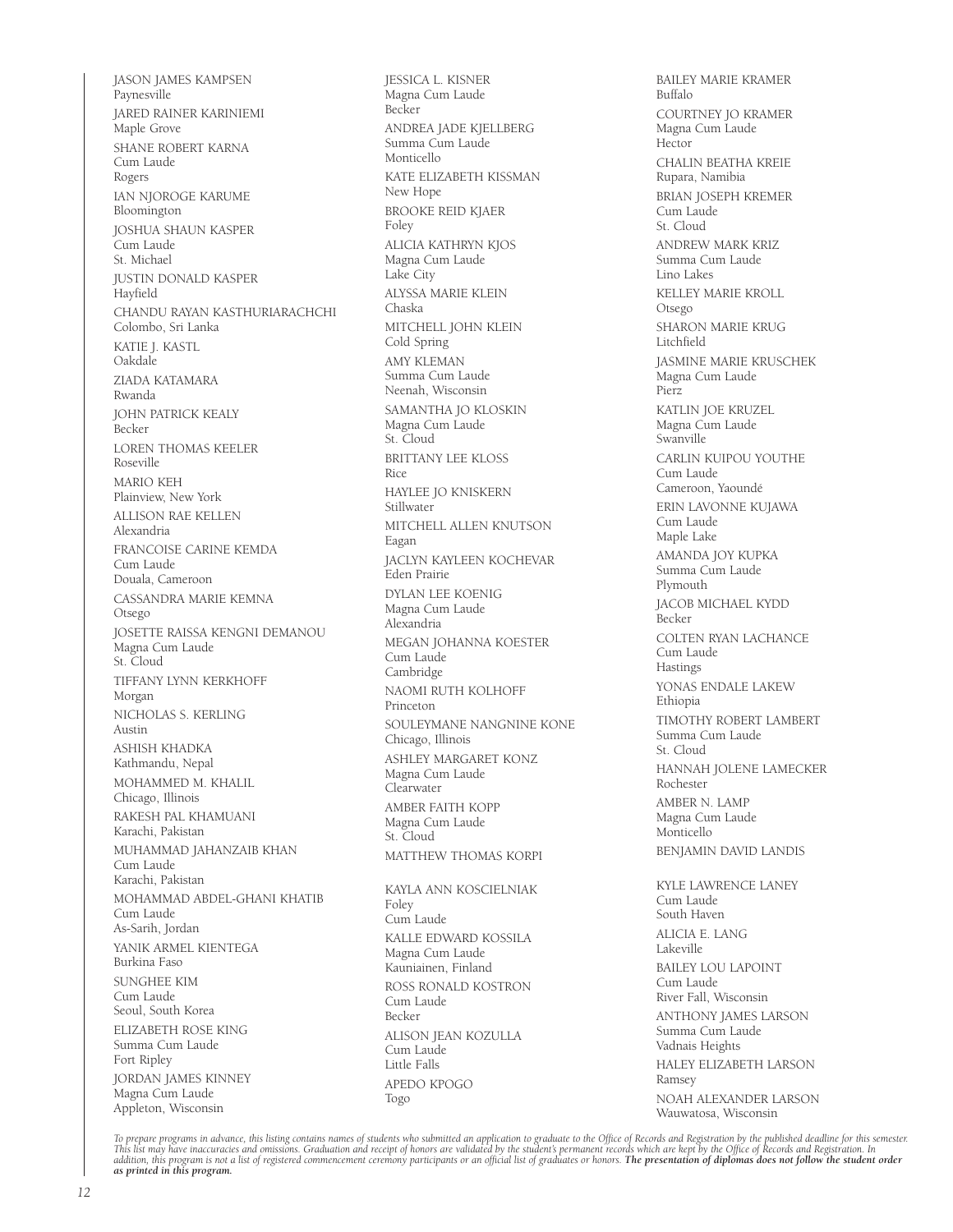JASON JAMES KAMPSEN
Paynesville

JARED RAINER KARINIEMI
Maple Grove

SHANE ROBERT KARNA
Cum Laude
Rogers

IAN NJOROGE KARUME
Bloomington

JOSHUA SHAUN KASPER
Cum Laude
St. Michael

JUSTIN DONALD KASPER
Hayfield

CHANDU RAYAN KASTHURIARACHCHI
Colombo, Sri Lanka

KATIE J. KASTL
Oakdale

ZIADA KATAMARA
Rwanda

JOHN PATRICK KEALY
Becker

LOREN THOMAS KEELER
Roseville

MARIO KEH
Plainview, New York

ALLISON RAE KELLEN
Alexandria

FRANCOISE CARINE KEMDA
Cum Laude
Douala, Cameroon

CASSANDRA MARIE KEMNA
Otsego

JOSETTE RAISSA KENGNI DEMANOU
Magna Cum Laude
St. Cloud

TIFFANY LYNN KERKHOFF
Morgan

NICHOLAS S. KERLING
Austin

ASHISH KHADKA
Kathmandu, Nepal

MOHAMMED M. KHALIL
Chicago, Illinois

RAKESH PAL KHAMUANI
Karachi, Pakistan

MUHAMMAD JAHANZAIB KHAN
Cum Laude
Karachi, Pakistan

MOHAMMAD ABDEL-GHANI KHATIB
Cum Laude
As-Sarih, Jordan

YANIK ARMEL KIENTEGA
Burkina Faso

SUNGHEE KIM
Cum Laude
Seoul, South Korea

ELIZABETH ROSE KING
Summa Cum Laude
Fort Ripley

JORDAN JAMES KINNEY
Magna Cum Laude
Appleton, Wisconsin

JESSICA L. KISNER
Magna Cum Laude
Becker

ANDREA JADE KJELLBERG
Summa Cum Laude
Monticello

KATE ELIZABETH KISSMAN
New Hope

BROOKE REID KJAER
Foley

ALICIA KATHRYN KJOS
Magna Cum Laude
Lake City

ALYSSA MARIE KLEIN
Chaska

MITCHELL JOHN KLEIN
Cold Spring

AMY KLEMAN
Summa Cum Laude
Neenah, Wisconsin

SAMANTHA JO KLOSKIN
Magna Cum Laude
St. Cloud

BRITTANY LEE KLOSS
Rice

HAYLEE JO KNISKERN
Stillwater

MITCHELL ALLEN KNUTSON
Eagan

JACLYN KAYLEEN KOCHEVAR
Eden Prairie

DYLAN LEE KOENIG
Magna Cum Laude
Alexandria

MEGAN JOHANNA KOESTER
Cum Laude
Cambridge

NAOMI RUTH KOLHOFF
Princeton

SOULEYMANE NANGNINE KONE
Chicago, Illinois

ASHLEY MARGARET KONZ
Magna Cum Laude
Clearwater

AMBER FAITH KOPP
Magna Cum Laude
St. Cloud

MATTHEW THOMAS KORPI

KAYLA ANN KOSCIELNIAK
Foley
Cum Laude

KALLE EDWARD KOSSILA
Magna Cum Laude
Kauniainen, Finland

ROSS RONALD KOSTRON
Cum Laude
Becker

ALISON JEAN KOZULLA
Cum Laude
Little Falls

APEDO KPOGO
Togo

BAILEY MARIE KRAMER
Buffalo

COURTNEY JO KRAMER
Magna Cum Laude
Hector

CHALIN BEATHA KREIE
Rupara, Namibia

BRIAN JOSEPH KREMER
Cum Laude
St. Cloud

ANDREW MARK KRIZ
Summa Cum Laude
Lino Lakes

KELLEY MARIE KROLL
Otsego

SHARON MARIE KRUG
Litchfield

JASMINE MARIE KRUSCHEK
Magna Cum Laude
Pierz

KATLIN JOE KRUZEL
Magna Cum Laude
Swanville

CARLIN KUIPOU YOUTHE
Cum Laude
Cameroon, Yaoundé

ERIN LAVONNE KUJAWA
Cum Laude
Maple Lake

AMANDA JOY KUPKA
Summa Cum Laude
Plymouth

JACOB MICHAEL KYDD
Becker

COLTEN RYAN LACHANCE
Cum Laude
Hastings

YONAS ENDALE LAKEW
Ethiopia

TIMOTHY ROBERT LAMBERT
Summa Cum Laude
St. Cloud

HANNAH JOLENE LAMECKER
Rochester

AMBER N. LAMP
Magna Cum Laude
Monticello

BENJAMIN DAVID LANDIS

KYLE LAWRENCE LANEY
Cum Laude
South Haven

ALICIA E. LANG
Lakeville

BAILEY LOU LAPOINT
Cum Laude
River Fall, Wisconsin

ANTHONY JAMES LARSON
Summa Cum Laude
Vadnais Heights

HALEY ELIZABETH LARSON
Ramsey

NOAH ALEXANDER LARSON
Wauwatosa, Wisconsin

*To prepare programs in advance, this listing contains names of students who submitted an application to graduate to the Office of Records and Registration by the published deadline for this semester. This list may have inaccuracies and omissions. Graduation and receipt of honors are validated by the student's permanent records which are kept by the Office of Records and Registration. In addition, this program is not a list of registered commencement ceremony participants or an official list of graduates or honors.* ***The presentation of diplomas does not follow the student order as printed in this program.***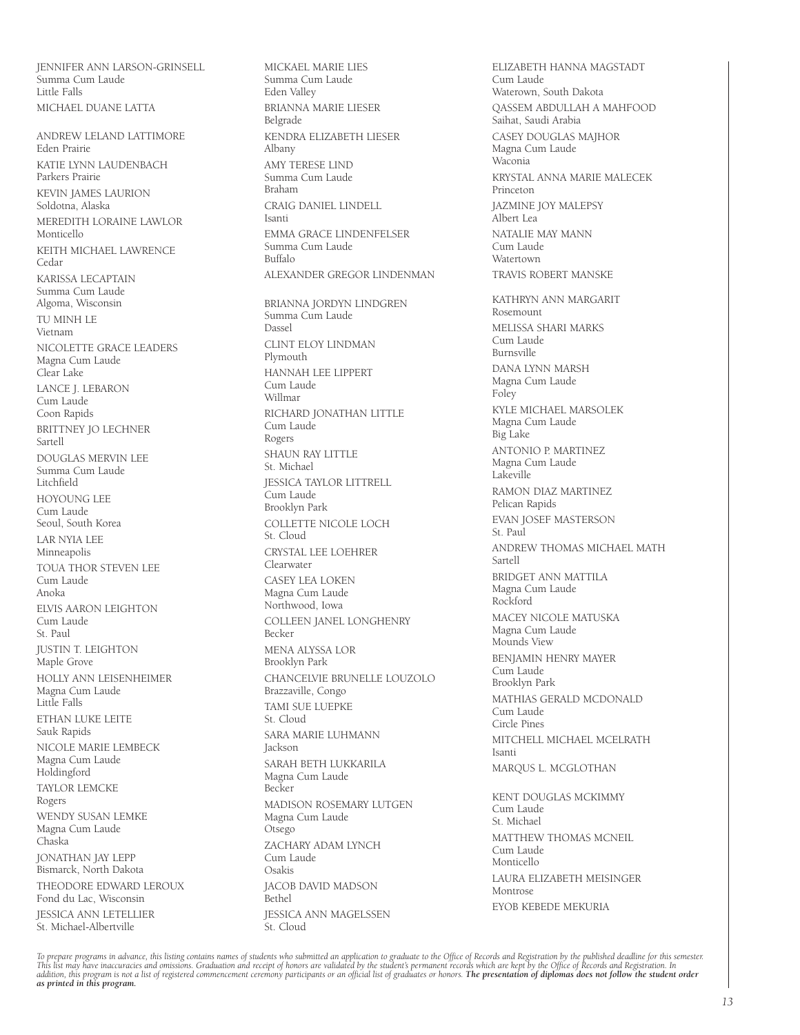JENNIFER ANN LARSON-GRINSELL
Summa Cum Laude
Little Falls

MICHAEL DUANE LATTA

ANDREW LELAND LATTIMORE
Eden Prairie

KATIE LYNN LAUDENBACH
Parkers Prairie

KEVIN JAMES LAURION
Soldotna, Alaska

MEREDITH LORAINE LAWLOR
Monticello

KEITH MICHAEL LAWRENCE
Cedar

KARISSA LECAPTAIN
Summa Cum Laude
Algoma, Wisconsin

TU MINH LE
Vietnam

NICOLETTE GRACE LEADERS
Magna Cum Laude
Clear Lake

LANCE J. LEBARON
Cum Laude
Coon Rapids

BRITTNEY JO LECHNER
Sartell

DOUGLAS MERVIN LEE
Summa Cum Laude
Litchfield

HOYOUNG LEE
Cum Laude
Seoul, South Korea

LAR NYIA LEE
Minneapolis

TOUA THOR STEVEN LEE
Cum Laude
Anoka

ELVIS AARON LEIGHTON
Cum Laude
St. Paul

JUSTIN T. LEIGHTON
Maple Grove

HOLLY ANN LEISENHEIMER
Magna Cum Laude
Little Falls

ETHAN LUKE LEITE
Sauk Rapids

NICOLE MARIE LEMBECK
Magna Cum Laude
Holdingford

TAYLOR LEMCKE
Rogers

WENDY SUSAN LEMKE
Magna Cum Laude
Chaska

JONATHAN JAY LEPP
Bismarck, North Dakota

THEODORE EDWARD LEROUX
Fond du Lac, Wisconsin

JESSICA ANN LETELLIER
St. Michael-Albertville

MICKAEL MARIE LIES
Summa Cum Laude
Eden Valley

BRIANNA MARIE LIESER
Belgrade

KENDRA ELIZABETH LIESER
Albany

AMY TERESE LIND
Summa Cum Laude
Braham

CRAIG DANIEL LINDELL
Isanti

EMMA GRACE LINDENFELSER
Summa Cum Laude
Buffalo

ALEXANDER GREGOR LINDENMAN

BRIANNA JORDYN LINDGREN
Summa Cum Laude
Dassel

CLINT ELOY LINDMAN
Plymouth

HANNAH LEE LIPPERT
Cum Laude
Willmar

RICHARD JONATHAN LITTLE
Cum Laude
Rogers

SHAUN RAY LITTLE
St. Michael

JESSICA TAYLOR LITTRELL
Cum Laude
Brooklyn Park

COLLETTE NICOLE LOCH
St. Cloud

CRYSTAL LEE LOEHRER
Clearwater

CASEY LEA LOKEN
Magna Cum Laude
Northwood, Iowa

COLLEEN JANEL LONGHENRY
Becker

MENA ALYSSA LOR
Brooklyn Park

CHANCELVIE BRUNELLE LOUZOLO
Brazzaville, Congo

TAMI SUE LUEPKE
St. Cloud

SARA MARIE LUHMANN
Jackson

SARAH BETH LUKKARILA
Magna Cum Laude
Becker

MADISON ROSEMARY LUTGEN
Magna Cum Laude
Otsego

ZACHARY ADAM LYNCH
Cum Laude
Osakis

JACOB DAVID MADSON
Bethel

JESSICA ANN MAGELSSEN
St. Cloud

ELIZABETH HANNA MAGSTADT
Cum Laude
Waterown, South Dakota

QASSEM ABDULLAH A MAHFOOD
Saihat, Saudi Arabia

CASEY DOUGLAS MAJHOR
Magna Cum Laude
Waconia

KRYSTAL ANNA MARIE MALECEK
Princeton

JAZMINE JOY MALEPSY
Albert Lea

NATALIE MAY MANN
Cum Laude
Watertown

TRAVIS ROBERT MANSKE

KATHRYN ANN MARGARIT
Rosemount

MELISSA SHARI MARKS
Cum Laude
Burnsville

DANA LYNN MARSH
Magna Cum Laude
Foley

KYLE MICHAEL MARSOLEK
Magna Cum Laude
Big Lake

ANTONIO P. MARTINEZ
Magna Cum Laude
Lakeville

RAMON DIAZ MARTINEZ
Pelican Rapids

EVAN JOSEF MASTERSON
St. Paul

ANDREW THOMAS MICHAEL MATH
Sartell

BRIDGET ANN MATTILA
Magna Cum Laude
Rockford

MACEY NICOLE MATUSKA
Magna Cum Laude
Mounds View

BENJAMIN HENRY MAYER
Cum Laude
Brooklyn Park

MATHIAS GERALD MCDONALD
Cum Laude
Circle Pines

MITCHELL MICHAEL MCELRATH
Isanti

MARQUS L. MCGLOTHAN

KENT DOUGLAS MCKIMMY
Cum Laude
St. Michael

MATTHEW THOMAS MCNEIL
Cum Laude
Monticello

LAURA ELIZABETH MEISINGER
Montrose

EYOB KEBEDE MEKURIA

*To prepare programs in advance, this listing contains names of students who submitted an application to graduate to the Office of Records and Registration by the published deadline for this semester. This list may have inaccuracies and omissions. Graduation and receipt of honors are validated by the student's permanent records which are kept by the Office of Records and Registration. In addition, this program is not a list of registered commencement ceremony participants or an official list of graduates or honors.* ***The presentation of diplomas does not follow the student order as printed in this program.***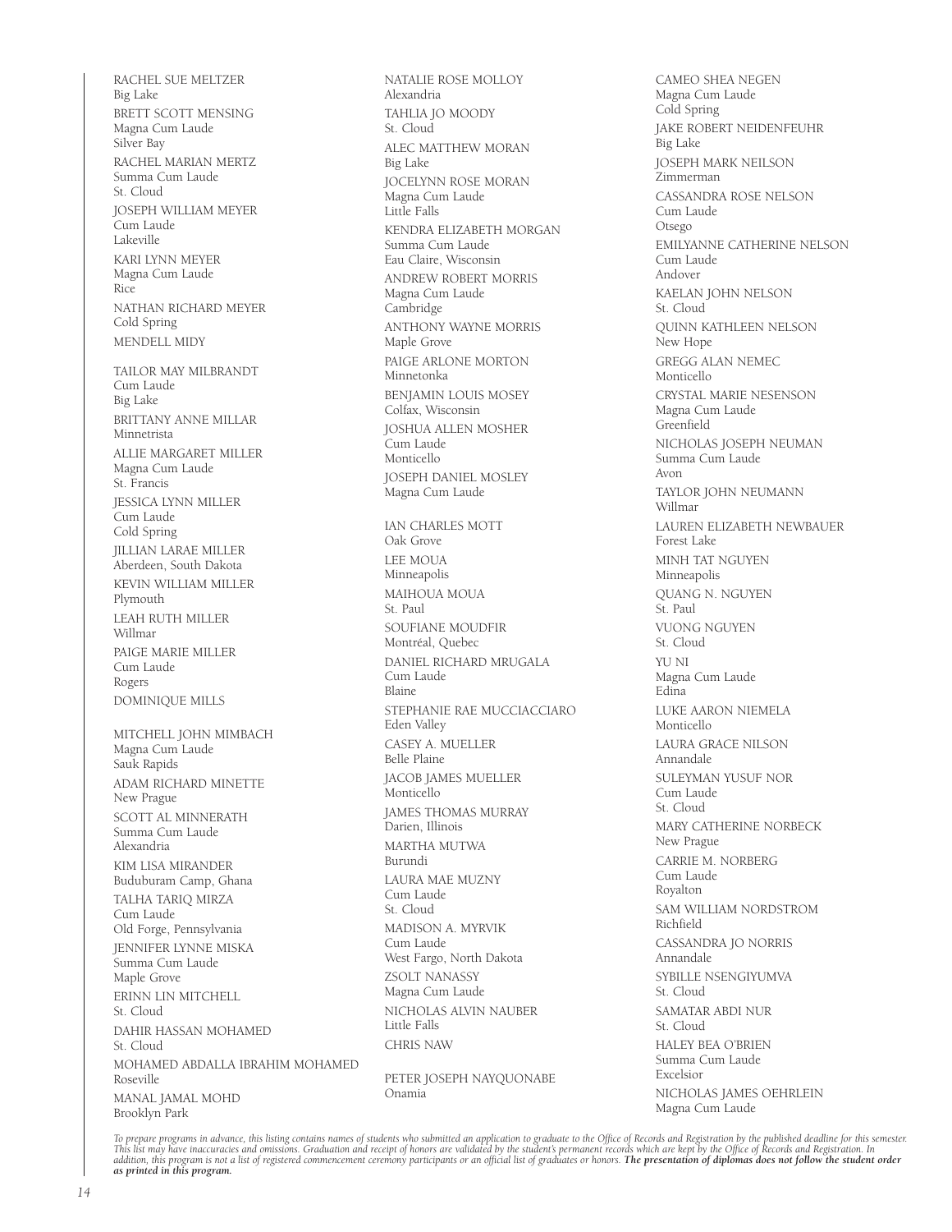RACHEL SUE MELTZER
Big Lake

BRETT SCOTT MENSING
Magna Cum Laude
Silver Bay

RACHEL MARIAN MERTZ
Summa Cum Laude
St. Cloud

JOSEPH WILLIAM MEYER
Cum Laude
Lakeville

KARI LYNN MEYER
Magna Cum Laude
Rice

NATHAN RICHARD MEYER
Cold Spring

MENDELL MIDY

TAILOR MAY MILBRANDT
Cum Laude
Big Lake

BRITTANY ANNE MILLAR
Minnetrista

ALLIE MARGARET MILLER
Magna Cum Laude
St. Francis

JESSICA LYNN MILLER
Cum Laude
Cold Spring

JILLIAN LARAE MILLER
Aberdeen, South Dakota

KEVIN WILLIAM MILLER
Plymouth

LEAH RUTH MILLER
Willmar

PAIGE MARIE MILLER
Cum Laude
Rogers

DOMINIQUE MILLS

MITCHELL JOHN MIMBACH
Magna Cum Laude
Sauk Rapids

ADAM RICHARD MINETTE
New Prague

SCOTT AL MINNERATH
Summa Cum Laude
Alexandria

KIM LISA MIRANDER
Buduburam Camp, Ghana

TALHA TARIQ MIRZA
Cum Laude
Old Forge, Pennsylvania

JENNIFER LYNNE MISKA
Summa Cum Laude
Maple Grove

ERINN LIN MITCHELL
St. Cloud

DAHIR HASSAN MOHAMED
St. Cloud

MOHAMED ABDALLA IBRAHIM MOHAMED
Roseville

MANAL JAMAL MOHD
Brooklyn Park

NATALIE ROSE MOLLOY
Alexandria

TAHLIA JO MOODY
St. Cloud

ALEC MATTHEW MORAN
Big Lake

JOCELYNN ROSE MORAN
Magna Cum Laude
Little Falls

KENDRA ELIZABETH MORGAN
Summa Cum Laude
Eau Claire, Wisconsin

ANDREW ROBERT MORRIS
Magna Cum Laude
Cambridge

ANTHONY WAYNE MORRIS
Maple Grove

PAIGE ARLONE MORTON
Minnetonka

BENJAMIN LOUIS MOSEY
Colfax, Wisconsin

JOSHUA ALLEN MOSHER
Cum Laude
Monticello

JOSEPH DANIEL MOSLEY
Magna Cum Laude

IAN CHARLES MOTT
Oak Grove

LEE MOUA
Minneapolis

MAIHOUA MOUA
St. Paul

SOUFIANE MOUDFIR
Montréal, Quebec

DANIEL RICHARD MRUGALA
Cum Laude
Blaine

STEPHANIE RAE MUCCIACCIARO
Eden Valley

CASEY A. MUELLER
Belle Plaine

JACOB JAMES MUELLER
Monticello

JAMES THOMAS MURRAY
Darien, Illinois

MARTHA MUTWA
Burundi

LAURA MAE MUZNY
Cum Laude
St. Cloud

MADISON A. MYRVIK
Cum Laude
West Fargo, North Dakota

ZSOLT NANASSY
Magna Cum Laude

NICHOLAS ALVIN NAUBER
Little Falls

CHRIS NAW

PETER JOSEPH NAYQUONABE
Onamia

CAMEO SHEA NEGEN
Magna Cum Laude
Cold Spring

JAKE ROBERT NEIDENFEUHR
Big Lake

JOSEPH MARK NEILSON
Zimmerman

CASSANDRA ROSE NELSON
Cum Laude
Otsego

EMILYANNE CATHERINE NELSON
Cum Laude
Andover

KAELAN JOHN NELSON
St. Cloud

QUINN KATHLEEN NELSON
New Hope

GREGG ALAN NEMEC
Monticello

CRYSTAL MARIE NESENSON
Magna Cum Laude
Greenfield

NICHOLAS JOSEPH NEUMAN
Summa Cum Laude
Avon

TAYLOR JOHN NEUMANN
Willmar

LAUREN ELIZABETH NEWBAUER
Forest Lake

MINH TAT NGUYEN
Minneapolis

QUANG N. NGUYEN
St. Paul

VUONG NGUYEN
St. Cloud

YU NI
Magna Cum Laude
Edina

LUKE AARON NIEMELA
Monticello

LAURA GRACE NILSON
Annandale

SULEYMAN YUSUF NOR
Cum Laude
St. Cloud

MARY CATHERINE NORBECK
New Prague

CARRIE M. NORBERG
Cum Laude
Royalton

SAM WILLIAM NORDSTROM
Richfield

CASSANDRA JO NORRIS
Annandale

SYBILLE NSENGIYUMVA
St. Cloud

SAMATAR ABDI NUR
St. Cloud

HALEY BEA O'BRIEN
Summa Cum Laude
Excelsior

NICHOLAS JAMES OEHRLEIN
Magna Cum Laude

*To prepare programs in advance, this listing contains names of students who submitted an application to graduate to the Office of Records and Registration by the published deadline for this semester. This list may have inaccuracies and omissions. Graduation and receipt of honors are validated by the student's permanent records which are kept by the Office of Records and Registration. In addition, this program is not a list of registered commencement ceremony participants or an official list of graduates or honors.* ***The presentation of diplomas does not follow the student order as printed in this program.***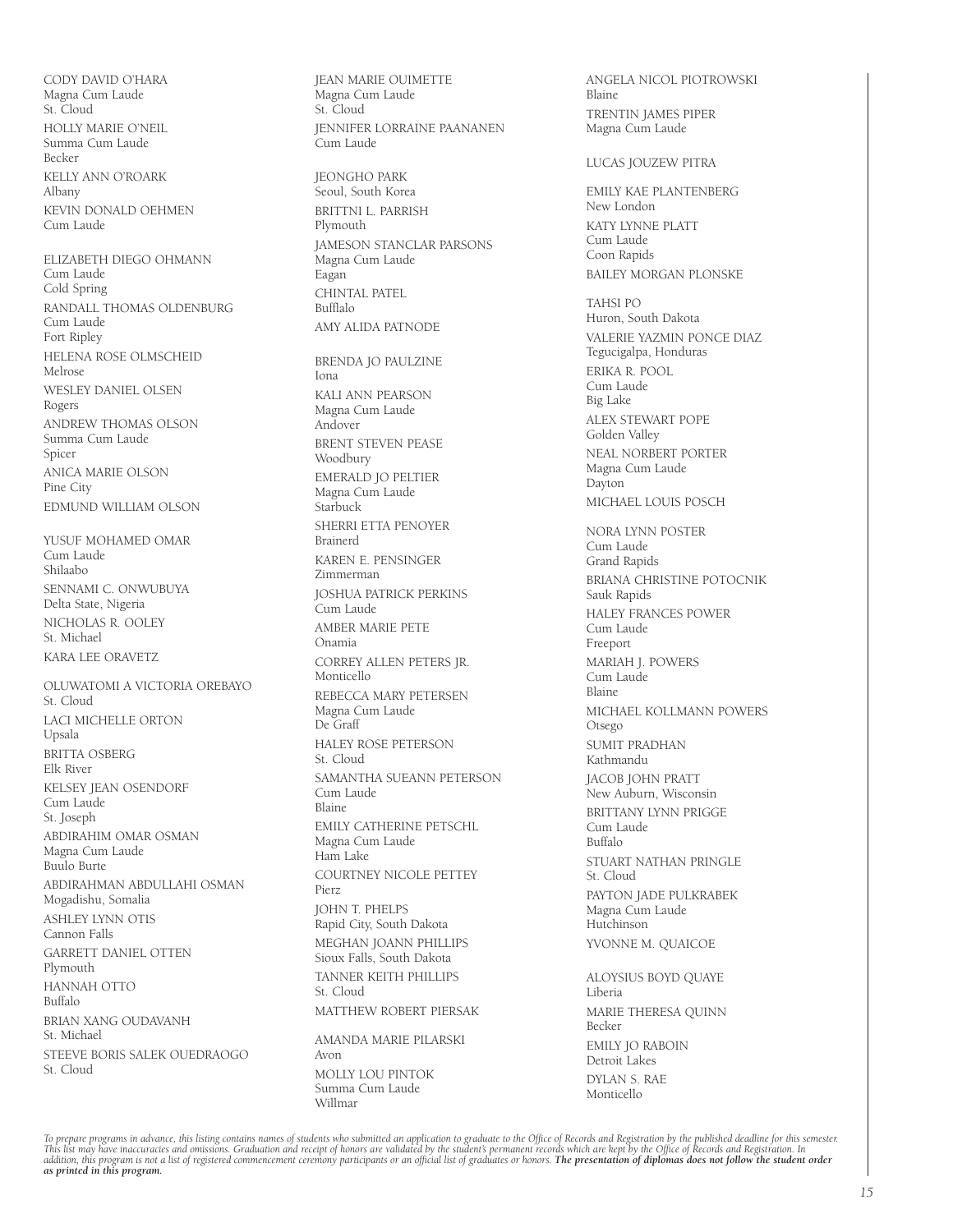CODY DAVID O'HARA
Magna Cum Laude
St. Cloud

HOLLY MARIE O'NEIL
Summa Cum Laude
Becker

KELLY ANN O'ROARK
Albany

KEVIN DONALD OEHMEN
Cum Laude

ELIZABETH DIEGO OHMANN
Cum Laude
Cold Spring

RANDALL THOMAS OLDENBURG
Cum Laude
Fort Ripley

HELENA ROSE OLMSCHEID
Melrose

WESLEY DANIEL OLSEN
Rogers

ANDREW THOMAS OLSON
Summa Cum Laude
Spicer

ANICA MARIE OLSON
Pine City

EDMUND WILLIAM OLSON

YUSUF MOHAMED OMAR
Cum Laude
Shilaabo

SENNAMI C. ONWUBUYA
Delta State, Nigeria

NICHOLAS R. OOLEY
St. Michael

KARA LEE ORAVETZ

OLUWATOMI A VICTORIA OREBAYO
St. Cloud

LACI MICHELLE ORTON
Upsala

BRITTA OSBERG
Elk River

KELSEY JEAN OSENDORF
Cum Laude
St. Joseph

ABDIRAHIM OMAR OSMAN
Magna Cum Laude
Buulo Burte

ABDIRAHMAN ABDULLAHI OSMAN
Mogadishu, Somalia

ASHLEY LYNN OTIS
Cannon Falls

GARRETT DANIEL OTTEN
Plymouth

HANNAH OTTO
Buffalo

BRIAN XANG OUDAVANH
St. Michael

STEEVE BORIS SALEK OUEDRAOGO
St. Cloud

JEAN MARIE OUIMETTE
Magna Cum Laude
St. Cloud

JENNIFER LORRAINE PAANANEN
Cum Laude

JEONGHO PARK
Seoul, South Korea

BRITTNI L. PARRISH
Plymouth

JAMESON STANCLAR PARSONS
Magna Cum Laude
Eagan

CHINTAL PATEL
Bufflalo

AMY ALIDA PATNODE

BRENDA JO PAULZINE
Iona

KALI ANN PEARSON
Magna Cum Laude
Andover

BRENT STEVEN PEASE
Woodbury

EMERALD JO PELTIER
Magna Cum Laude
Starbuck

SHERRI ETTA PENOYER
Brainerd

KAREN E. PENSINGER
Zimmerman

JOSHUA PATRICK PERKINS
Cum Laude

AMBER MARIE PETE
Onamia

CORREY ALLEN PETERS JR.
Monticello

REBECCA MARY PETERSEN
Magna Cum Laude
De Graff

HALEY ROSE PETERSON
St. Cloud

SAMANTHA SUEANN PETERSON
Cum Laude
Blaine

EMILY CATHERINE PETSCHL
Magna Cum Laude
Ham Lake

COURTNEY NICOLE PETTEY
Pierz

JOHN T. PHELPS
Rapid City, South Dakota

MEGHAN JOANN PHILLIPS
Sioux Falls, South Dakota

TANNER KEITH PHILLIPS
St. Cloud

MATTHEW ROBERT PIERSAK

AMANDA MARIE PILARSKI
Avon

MOLLY LOU PINTOK
Summa Cum Laude
Willmar

ANGELA NICOL PIOTROWSKI
Blaine

TRENTIN JAMES PIPER
Magna Cum Laude

LUCAS JOUZEW PITRA

EMILY KAE PLANTENBERG
New London

KATY LYNNE PLATT
Cum Laude
Coon Rapids

BAILEY MORGAN PLONSKE

TAHSI PO
Huron, South Dakota

VALERIE YAZMIN PONCE DIAZ
Tegucigalpa, Honduras

ERIKA R. POOL
Cum Laude
Big Lake

ALEX STEWART POPE
Golden Valley

NEAL NORBERT PORTER
Magna Cum Laude
Dayton

MICHAEL LOUIS POSCH

NORA LYNN POSTER
Cum Laude
Grand Rapids

BRIANA CHRISTINE POTOCNIK
Sauk Rapids

HALEY FRANCES POWER
Cum Laude
Freeport

MARIAH J. POWERS
Cum Laude
Blaine

MICHAEL KOLLMANN POWERS
Otsego

SUMIT PRADHAN
Kathmandu

JACOB JOHN PRATT
New Auburn, Wisconsin

BRITTANY LYNN PRIGGE
Cum Laude
Buffalo

STUART NATHAN PRINGLE
St. Cloud

PAYTON JADE PULKRABEK
Magna Cum Laude
Hutchinson

YVONNE M. QUAICOE

ALOYSIUS BOYD QUAYE
Liberia

MARIE THERESA QUINN
Becker

EMILY JO RABOIN
Detroit Lakes

DYLAN S. RAE
Monticello

*To prepare programs in advance, this listing contains names of students who submitted an application to graduate to the Office of Records and Registration by the published deadline for this semester. This list may have inaccuracies and omissions. Graduation and receipt of honors are validated by the student's permanent records which are kept by the Office of Records and Registration. In addition, this program is not a list of registered commencement ceremony participants or an official list of graduates or honors.* ***The presentation of diplomas does not follow the student order as printed in this program.***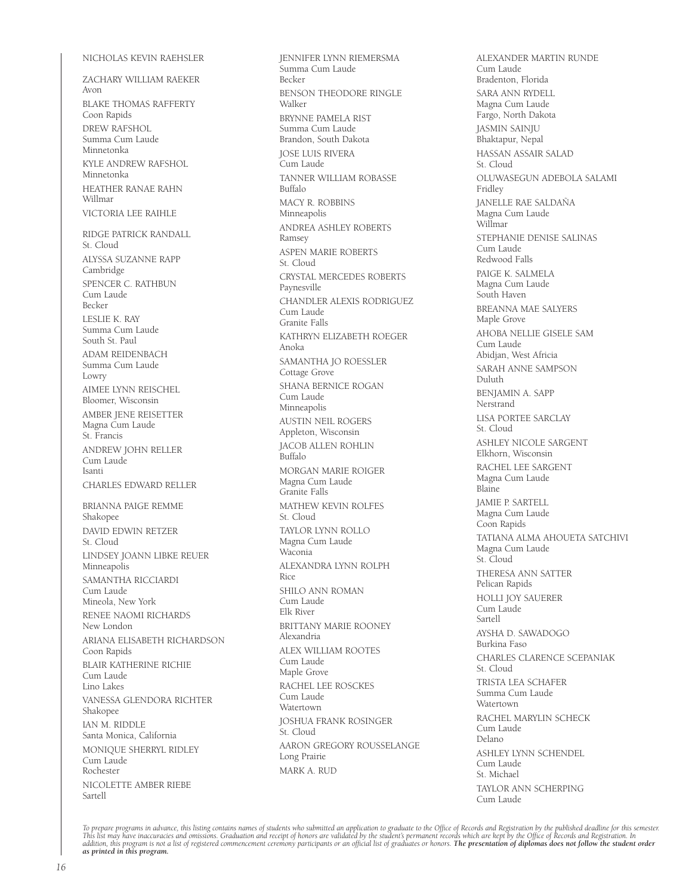NICHOLAS KEVIN RAEHSLER

ZACHARY WILLIAM RAEKER
Avon

BLAKE THOMAS RAFFERTY
Coon Rapids

DREW RAFSHOL
Summa Cum Laude
Minnetonka

KYLE ANDREW RAFSHOL
Minnetonka

HEATHER RANAE RAHN
Willmar

VICTORIA LEE RAIHLE

RIDGE PATRICK RANDALL
St. Cloud

ALYSSA SUZANNE RAPP
Cambridge

SPENCER C. RATHBUN
Cum Laude
Becker

LESLIE K. RAY
Summa Cum Laude
South St. Paul

ADAM REIDENBACH
Summa Cum Laude
Lowry

AIMEE LYNN REISCHEL
Bloomer, Wisconsin

AMBER JENE REISETTER
Magna Cum Laude
St. Francis

ANDREW JOHN RELLER
Cum Laude
Isanti

CHARLES EDWARD RELLER

BRIANNA PAIGE REMME
Shakopee

DAVID EDWIN RETZER
St. Cloud

LINDSEY JOANN LIBKE REUER
Minneapolis

SAMANTHA RICCIARDI
Cum Laude
Mineola, New York

RENEE NAOMI RICHARDS
New London

ARIANA ELISABETH RICHARDSON
Coon Rapids

BLAIR KATHERINE RICHIE
Cum Laude
Lino Lakes

VANESSA GLENDORA RICHTER
Shakopee

IAN M. RIDDLE
Santa Monica, California

MONIQUE SHERRYL RIDLEY
Cum Laude
Rochester

NICOLETTE AMBER RIEBE
Sartell

JENNIFER LYNN RIEMERSMA
Summa Cum Laude
Becker

BENSON THEODORE RINGLE
Walker

BRYNNE PAMELA RIST
Summa Cum Laude
Brandon, South Dakota

JOSE LUIS RIVERA
Cum Laude

TANNER WILLIAM ROBASSE
Buffalo

MACY R. ROBBINS
Minneapolis

ANDREA ASHLEY ROBERTS
Ramsey

ASPEN MARIE ROBERTS
St. Cloud

CRYSTAL MERCEDES ROBERTS
Paynesville

CHANDLER ALEXIS RODRIGUEZ
Cum Laude
Granite Falls

KATHRYN ELIZABETH ROEGER
Anoka

SAMANTHA JO ROESSLER
Cottage Grove

SHANA BERNICE ROGAN
Cum Laude
Minneapolis

AUSTIN NEIL ROGERS
Appleton, Wisconsin

JACOB ALLEN ROHLIN
Buffalo

MORGAN MARIE ROIGER
Magna Cum Laude
Granite Falls

MATHEW KEVIN ROLFES
St. Cloud

TAYLOR LYNN ROLLO
Magna Cum Laude
Waconia

ALEXANDRA LYNN ROLPH
Rice

SHILO ANN ROMAN
Cum Laude
Elk River

BRITTANY MARIE ROONEY
Alexandria

ALEX WILLIAM ROOTES
Cum Laude
Maple Grove

RACHEL LEE ROSCKES
Cum Laude
Watertown

JOSHUA FRANK ROSINGER
St. Cloud

AARON GREGORY ROUSSELANGE
Long Prairie

MARK A. RUD

ALEXANDER MARTIN RUNDE
Cum Laude
Bradenton, Florida

SARA ANN RYDELL
Magna Cum Laude
Fargo, North Dakota

JASMIN SAINJU
Bhaktapur, Nepal

HASSAN ASSAIR SALAD
St. Cloud

OLUWASEGUN ADEBOLA SALAMI
Fridley

JANELLE RAE SALDAÑA
Magna Cum Laude
Willmar

STEPHANIE DENISE SALINAS
Cum Laude
Redwood Falls

PAIGE K. SALMELA
Magna Cum Laude
South Haven

BREANNA MAE SALYERS
Maple Grove

AHOBA NELLIE GISELE SAM
Cum Laude
Abidjan, West Africia

SARAH ANNE SAMPSON
Duluth

BENJAMIN A. SAPP
Nerstrand

LISA PORTEE SARCLAY
St. Cloud

ASHLEY NICOLE SARGENT
Elkhorn, Wisconsin

RACHEL LEE SARGENT
Magna Cum Laude
Blaine

JAMIE P. SARTELL
Magna Cum Laude
Coon Rapids

TATIANA ALMA AHOUETA SATCHIVI
Magna Cum Laude
St. Cloud

THERESA ANN SATTER
Pelican Rapids

HOLLI JOY SAUERER
Cum Laude
Sartell

AYSHA D. SAWADOGO
Burkina Faso

CHARLES CLARENCE SCEPANIAK
St. Cloud

TRISTA LEA SCHAFER
Summa Cum Laude
Watertown

RACHEL MARYLIN SCHECK
Cum Laude
Delano

ASHLEY LYNN SCHENDEL
Cum Laude
St. Michael

TAYLOR ANN SCHERPING
Cum Laude

*To prepare programs in advance, this listing contains names of students who submitted an application to graduate to the Office of Records and Registration by the published deadline for this semester. This list may have inaccuracies and omissions. Graduation and receipt of honors are validated by the student's permanent records which are kept by the Office of Records and Registration. In addition, this program is not a list of registered commencement ceremony participants or an official list of graduates or honors.* ***The presentation of diplomas does not follow the student order as printed in this program.***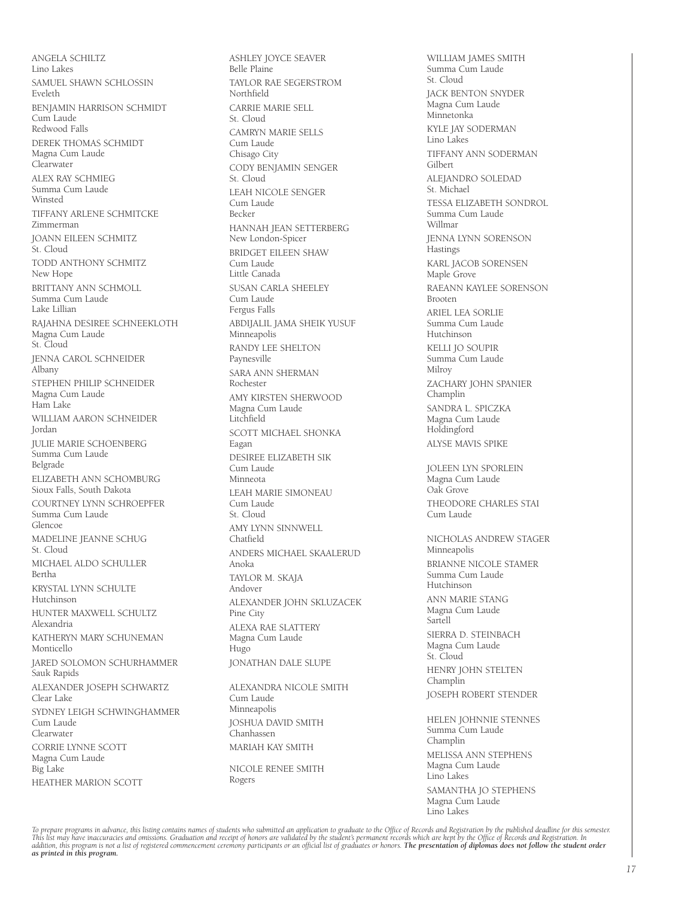ANGELA SCHILTZ
Lino Lakes

SAMUEL SHAWN SCHLOSSIN
Eveleth

BENJAMIN HARRISON SCHMIDT
Cum Laude
Redwood Falls

DEREK THOMAS SCHMIDT
Magna Cum Laude
Clearwater

ALEX RAY SCHMIEG
Summa Cum Laude
Winsted

TIFFANY ARLENE SCHMITCKE
Zimmerman

JOANN EILEEN SCHMITZ
St. Cloud

TODD ANTHONY SCHMITZ
New Hope

BRITTANY ANN SCHMOLL
Summa Cum Laude
Lake Lillian

RAJAHNA DESIREE SCHNEEKLOTH
Magna Cum Laude
St. Cloud

JENNA CAROL SCHNEIDER
Albany

STEPHEN PHILIP SCHNEIDER
Magna Cum Laude
Ham Lake

WILLIAM AARON SCHNEIDER
Jordan

JULIE MARIE SCHOENBERG
Summa Cum Laude
Belgrade

ELIZABETH ANN SCHOMBURG
Sioux Falls, South Dakota

COURTNEY LYNN SCHROEPFER
Summa Cum Laude
Glencoe

MADELINE JEANNE SCHUG
St. Cloud

MICHAEL ALDO SCHULLER
Bertha

KRYSTAL LYNN SCHULTE
Hutchinson

HUNTER MAXWELL SCHULTZ
Alexandria

KATHERYN MARY SCHUNEMAN
Monticello

JARED SOLOMON SCHURHAMMER
Sauk Rapids

ALEXANDER JOSEPH SCHWARTZ
Clear Lake

SYDNEY LEIGH SCHWINGHAMMER
Cum Laude
Clearwater

CORRIE LYNNE SCOTT
Magna Cum Laude
Big Lake

HEATHER MARION SCOTT

ASHLEY JOYCE SEAVER
Belle Plaine

TAYLOR RAE SEGERSTROM
Northfield

CARRIE MARIE SELL
St. Cloud

CAMRYN MARIE SELLS
Cum Laude
Chisago City

CODY BENJAMIN SENGER
St. Cloud

LEAH NICOLE SENGER
Cum Laude
Becker

HANNAH JEAN SETTERBERG
New London-Spicer

BRIDGET EILEEN SHAW
Cum Laude
Little Canada

SUSAN CARLA SHEELEY
Cum Laude
Fergus Falls

ABDIJALIL JAMA SHEIK YUSUF
Minneapolis

RANDY LEE SHELTON
Paynesville

SARA ANN SHERMAN
Rochester

AMY KIRSTEN SHERWOOD
Magna Cum Laude
Litchfield

SCOTT MICHAEL SHONKA
Eagan

DESIREE ELIZABETH SIK
Cum Laude
Minneota

LEAH MARIE SIMONEAU
Cum Laude
St. Cloud

AMY LYNN SINNWELL
Chatfield

ANDERS MICHAEL SKAALERUD
Anoka

TAYLOR M. SKAJA
Andover

ALEXANDER JOHN SKLUZACEK
Pine City

ALEXA RAE SLATTERY
Magna Cum Laude
Hugo

JONATHAN DALE SLUPE

ALEXANDRA NICOLE SMITH
Cum Laude
Minneapolis

JOSHUA DAVID SMITH
Chanhassen

MARIAH KAY SMITH

NICOLE RENEE SMITH
Rogers

WILLIAM JAMES SMITH
Summa Cum Laude
St. Cloud

JACK BENTON SNYDER
Magna Cum Laude
Minnetonka

KYLE JAY SODERMAN
Lino Lakes

TIFFANY ANN SODERMAN
Gilbert

ALEJANDRO SOLEDAD
St. Michael

TESSA ELIZABETH SONDROL
Summa Cum Laude
Willmar

JENNA LYNN SORENSON
Hastings

KARL JACOB SORENSEN
Maple Grove

RAEANN KAYLEE SORENSON
Brooten

ARIEL LEA SORLIE
Summa Cum Laude
Hutchinson

KELLI JO SOUPIR
Summa Cum Laude
Milroy

ZACHARY JOHN SPANIER
Champlin

SANDRA L. SPICZKA
Magna Cum Laude
Holdingford

ALYSE MAVIS SPIKE

JOLEEN LYN SPORLEIN
Magna Cum Laude
Oak Grove

THEODORE CHARLES STAI
Cum Laude

NICHOLAS ANDREW STAGER
Minneapolis

BRIANNE NICOLE STAMER
Summa Cum Laude
Hutchinson

ANN MARIE STANG
Magna Cum Laude
Sartell

SIERRA D. STEINBACH
Magna Cum Laude
St. Cloud

HENRY JOHN STELTEN
Champlin

JOSEPH ROBERT STENDER

HELEN JOHNNIE STENNES
Summa Cum Laude
Champlin

MELISSA ANN STEPHENS
Magna Cum Laude
Lino Lakes

SAMANTHA JO STEPHENS
Magna Cum Laude
Lino Lakes

*To prepare programs in advance, this listing contains names of students who submitted an application to graduate to the Office of Records and Registration by the published deadline for this semester. This list may have inaccuracies and omissions. Graduation and receipt of honors are validated by the student's permanent records which are kept by the Office of Records and Registration. In addition, this program is not a list of registered commencement ceremony participants or an official list of graduates or honors.* ***The presentation of diplomas does not follow the student order as printed in this program.***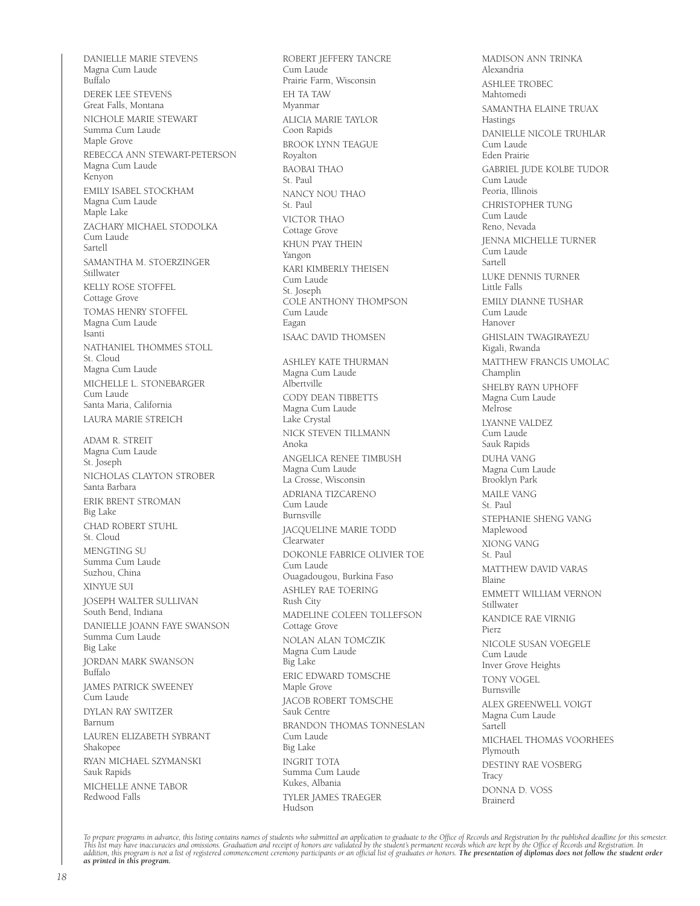DANIELLE MARIE STEVENS
Magna Cum Laude
Buffalo

DEREK LEE STEVENS
Great Falls, Montana

NICHOLE MARIE STEWART
Summa Cum Laude
Maple Grove

REBECCA ANN STEWART-PETERSON
Magna Cum Laude
Kenyon

EMILY ISABEL STOCKHAM
Magna Cum Laude
Maple Lake

ZACHARY MICHAEL STODOLKA
Cum Laude
Sartell

SAMANTHA M. STOERZINGER
Stillwater

KELLY ROSE STOFFEL
Cottage Grove

TOMAS HENRY STOFFEL
Magna Cum Laude
Isanti

NATHANIEL THOMMES STOLL
St. Cloud
Magna Cum Laude

MICHELLE L. STONEBARGER
Cum Laude
Santa Maria, California

LAURA MARIE STREICH

ADAM R. STREIT
Magna Cum Laude
St. Joseph

NICHOLAS CLAYTON STROBER
Santa Barbara

ERIK BRENT STROMAN
Big Lake

CHAD ROBERT STUHL
St. Cloud

MENGTING SU
Summa Cum Laude
Suzhou, China

XINYUE SUI

JOSEPH WALTER SULLIVAN
South Bend, Indiana

DANIELLE JOANN FAYE SWANSON
Summa Cum Laude
Big Lake

JORDAN MARK SWANSON
Buffalo

JAMES PATRICK SWEENEY
Cum Laude

DYLAN RAY SWITZER
Barnum

LAUREN ELIZABETH SYBRANT
Shakopee

RYAN MICHAEL SZYMANSKI
Sauk Rapids

MICHELLE ANNE TABOR
Redwood Falls

ROBERT JEFFERY TANCRE
Cum Laude
Prairie Farm, Wisconsin

EH TA TAW
Myanmar

ALICIA MARIE TAYLOR
Coon Rapids

BROOK LYNN TEAGUE
Royalton

BAOBAI THAO
St. Paul

NANCY NOU THAO
St. Paul

VICTOR THAO
Cottage Grove

KHUN PYAY THEIN
Yangon

KARI KIMBERLY THEISEN
Cum Laude
St. Joseph

COLE ANTHONY THOMPSON
Cum Laude
Eagan

ISAAC DAVID THOMSEN

ASHLEY KATE THURMAN
Magna Cum Laude
Albertville

CODY DEAN TIBBETTS
Magna Cum Laude
Lake Crystal

NICK STEVEN TILLMANN
Anoka

ANGELICA RENEE TIMBUSH
Magna Cum Laude
La Crosse, Wisconsin

ADRIANA TIZCARENO
Cum Laude
Burnsville

JACQUELINE MARIE TODD
Clearwater

DOKONLE FABRICE OLIVIER TOE
Cum Laude
Ouagadougou, Burkina Faso

ASHLEY RAE TOERING
Rush City

MADELINE COLEEN TOLLEFSON
Cottage Grove

NOLAN ALAN TOMCZIK
Magna Cum Laude
Big Lake

ERIC EDWARD TOMSCHE
Maple Grove

JACOB ROBERT TOMSCHE
Sauk Centre

BRANDON THOMAS TONNESLAN
Cum Laude
Big Lake

INGRIT TOTA
Summa Cum Laude
Kukes, Albania

TYLER JAMES TRAEGER
Hudson

MADISON ANN TRINKA
Alexandria

ASHLEE TROBEC
Mahtomedi

SAMANTHA ELAINE TRUAX
Hastings

DANIELLE NICOLE TRUHLAR
Cum Laude
Eden Prairie

GABRIEL JUDE KOLBE TUDOR
Cum Laude
Peoria, Illinois

CHRISTOPHER TUNG
Cum Laude
Reno, Nevada

JENNA MICHELLE TURNER
Cum Laude
Sartell

LUKE DENNIS TURNER
Little Falls

EMILY DIANNE TUSHAR
Cum Laude
Hanover

GHISLAIN TWAGIRAYEZU
Kigali, Rwanda

MATTHEW FRANCIS UMOLAC
Champlin

SHELBY RAYN UPHOFF
Magna Cum Laude
Melrose

LYANNE VALDEZ
Cum Laude
Sauk Rapids

DUHA VANG
Magna Cum Laude
Brooklyn Park

MAILE VANG
St. Paul

STEPHANIE SHENG VANG
Maplewood

XIONG VANG
St. Paul

MATTHEW DAVID VARAS
Blaine

EMMETT WILLIAM VERNON
Stillwater

KANDICE RAE VIRNIG
Pierz

NICOLE SUSAN VOEGELE
Cum Laude
Inver Grove Heights

TONY VOGEL
Burnsville

ALEX GREENWELL VOIGT
Magna Cum Laude
Sartell

MICHAEL THOMAS VOORHEES
Plymouth

DESTINY RAE VOSBERG
Tracy

DONNA D. VOSS
Brainerd

*To prepare programs in advance, this listing contains names of students who submitted an application to graduate to the Office of Records and Registration by the published deadline for this semester. This list may have inaccuracies and omissions. Graduation and receipt of honors are validated by the student's permanent records which are kept by the Office of Records and Registration. In addition, this program is not a list of registered commencement ceremony participants or an official list of graduates or honors.* ***The presentation of diplomas does not follow the student order as printed in this program.***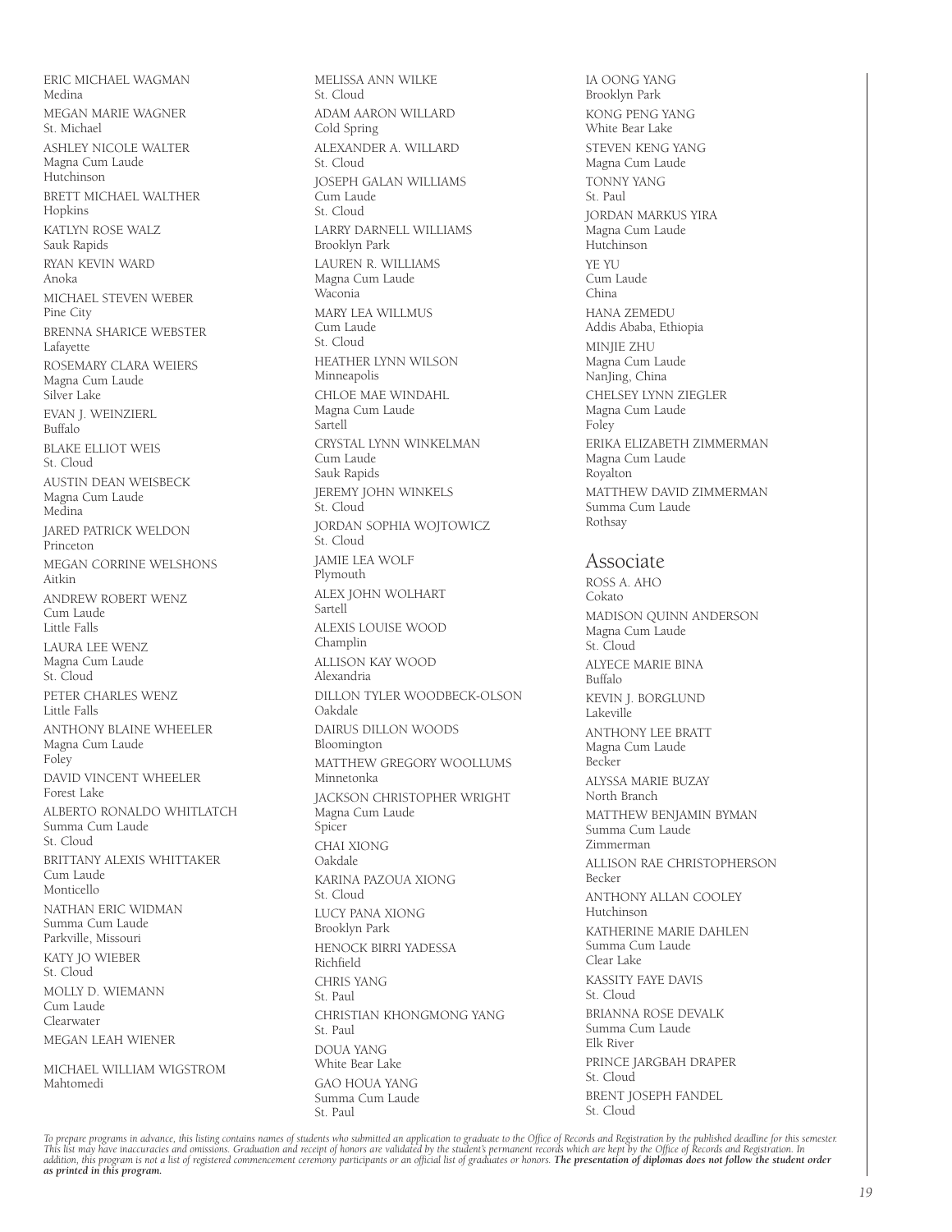ERIC MICHAEL WAGMAN
Medina

MEGAN MARIE WAGNER
St. Michael

ASHLEY NICOLE WALTER
Magna Cum Laude
Hutchinson

BRETT MICHAEL WALTHER
Hopkins

KATLYN ROSE WALZ
Sauk Rapids

RYAN KEVIN WARD
Anoka

MICHAEL STEVEN WEBER
Pine City

BRENNA SHARICE WEBSTER
Lafayette

ROSEMARY CLARA WEIERS
Magna Cum Laude
Silver Lake

EVAN J. WEINZIERL
Buffalo

BLAKE ELLIOT WEIS
St. Cloud

AUSTIN DEAN WEISBECK
Magna Cum Laude
Medina

JARED PATRICK WELDON
Princeton

MEGAN CORRINE WELSHONS
Aitkin

ANDREW ROBERT WENZ
Cum Laude
Little Falls

LAURA LEE WENZ
Magna Cum Laude
St. Cloud

PETER CHARLES WENZ
Little Falls

ANTHONY BLAINE WHEELER
Magna Cum Laude
Foley

DAVID VINCENT WHEELER
Forest Lake

ALBERTO RONALDO WHITLATCH
Summa Cum Laude
St. Cloud

BRITTANY ALEXIS WHITTAKER
Cum Laude
Monticello

NATHAN ERIC WIDMAN
Summa Cum Laude
Parkville, Missouri

KATY JO WIEBER
St. Cloud

MOLLY D. WIEMANN
Cum Laude
Clearwater

MEGAN LEAH WIENER

MICHAEL WILLIAM WIGSTROM
Mahtomedi

MELISSA ANN WILKE
St. Cloud

ADAM AARON WILLARD
Cold Spring

ALEXANDER A. WILLARD
St. Cloud

JOSEPH GALAN WILLIAMS
Cum Laude
St. Cloud

LARRY DARNELL WILLIAMS
Brooklyn Park

LAUREN R. WILLIAMS
Magna Cum Laude
Waconia

MARY LEA WILLMUS
Cum Laude
St. Cloud

HEATHER LYNN WILSON
Minneapolis

CHLOE MAE WINDAHL
Magna Cum Laude
Sartell

CRYSTAL LYNN WINKELMAN
Cum Laude
Sauk Rapids

JEREMY JOHN WINKELS
St. Cloud

JORDAN SOPHIA WOJTOWICZ
St. Cloud

JAMIE LEA WOLF
Plymouth

ALEX JOHN WOLHART
Sartell

ALEXIS LOUISE WOOD
Champlin

ALLISON KAY WOOD
Alexandria

DILLON TYLER WOODBECK-OLSON
Oakdale

DAIRUS DILLON WOODS
Bloomington

MATTHEW GREGORY WOOLLUMS
Minnetonka

JACKSON CHRISTOPHER WRIGHT
Magna Cum Laude
Spicer

CHAI XIONG
Oakdale

KARINA PAZOUA XIONG
St. Cloud

LUCY PANA XIONG
Brooklyn Park

HENOCK BIRRI YADESSA
Richfield

CHRIS YANG
St. Paul

CHRISTIAN KHONGMONG YANG
St. Paul

DOUA YANG
White Bear Lake

GAO HOUA YANG
Summa Cum Laude
St. Paul

IA OONG YANG
Brooklyn Park

KONG PENG YANG
White Bear Lake

STEVEN KENG YANG
Magna Cum Laude

TONNY YANG
St. Paul

JORDAN MARKUS YIRA
Magna Cum Laude
Hutchinson

YE YU
Cum Laude
China

HANA ZEMEDU
Addis Ababa, Ethiopia

MINJIE ZHU
Magna Cum Laude
NanJing, China

CHELSEY LYNN ZIEGLER
Magna Cum Laude
Foley

ERIKA ELIZABETH ZIMMERMAN
Magna Cum Laude
Royalton

MATTHEW DAVID ZIMMERMAN
Summa Cum Laude
Rothsay

## Associate

ROSS A. AHO
Cokato

MADISON QUINN ANDERSON
Magna Cum Laude
St. Cloud

ALYECE MARIE BINA
Buffalo

KEVIN J. BORGLUND
Lakeville

ANTHONY LEE BRATT
Magna Cum Laude
Becker

ALYSSA MARIE BUZAY
North Branch

MATTHEW BENJAMIN BYMAN
Summa Cum Laude
Zimmerman

ALLISON RAE CHRISTOPHERSON
Becker

ANTHONY ALLAN COOLEY
Hutchinson

KATHERINE MARIE DAHLEN
Summa Cum Laude
Clear Lake

KASSITY FAYE DAVIS
St. Cloud

BRIANNA ROSE DEVALK
Summa Cum Laude
Elk River

PRINCE JARGBAH DRAPER
St. Cloud

BRENT JOSEPH FANDEL
St. Cloud

*To prepare programs in advance, this listing contains names of students who submitted an application to graduate to the Office of Records and Registration by the published deadline for this semester. This list may have inaccuracies and omissions. Graduation and receipt of honors are validated by the student's permanent records which are kept by the Office of Records and Registration. In addition, this program is not a list of registered commencement ceremony participants or an official list of graduates or honors.* ***The presentation of diplomas does not follow the student order as printed in this program.***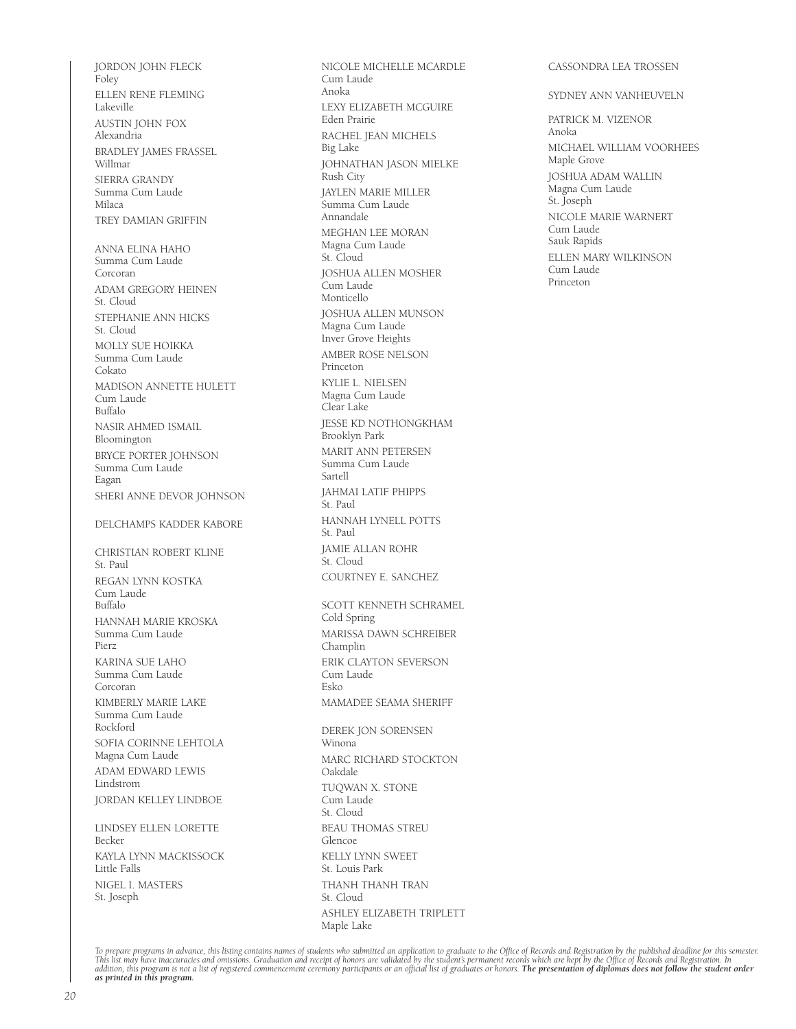JORDON JOHN FLECK
Foley

ELLEN RENE FLEMING
Lakeville

AUSTIN JOHN FOX
Alexandria

BRADLEY JAMES FRASSEL
Willmar

SIERRA GRANDY
Summa Cum Laude
Milaca

TREY DAMIAN GRIFFIN

ANNA ELINA HAHO
Summa Cum Laude
Corcoran

ADAM GREGORY HEINEN
St. Cloud

STEPHANIE ANN HICKS
St. Cloud

MOLLY SUE HOIKKA
Summa Cum Laude
Cokato

MADISON ANNETTE HULETT
Cum Laude
Buffalo

NASIR AHMED ISMAIL
Bloomington

BRYCE PORTER JOHNSON
Summa Cum Laude
Eagan

SHERI ANNE DEVOR JOHNSON

DELCHAMPS KADDER KABORE

CHRISTIAN ROBERT KLINE
St. Paul

REGAN LYNN KOSTKA
Cum Laude
Buffalo

HANNAH MARIE KROSKA
Summa Cum Laude
Pierz

KARINA SUE LAHO
Summa Cum Laude
Corcoran

KIMBERLY MARIE LAKE
Summa Cum Laude
Rockford

SOFIA CORINNE LEHTOLA
Magna Cum Laude

ADAM EDWARD LEWIS
Lindstrom

JORDAN KELLEY LINDBOE

LINDSEY ELLEN LORETTE
Becker

KAYLA LYNN MACKISSOCK
Little Falls

NIGEL I. MASTERS
St. Joseph

NICOLE MICHELLE MCARDLE
Cum Laude
Anoka

LEXY ELIZABETH MCGUIRE
Eden Prairie

RACHEL JEAN MICHELS
Big Lake

JOHNATHAN JASON MIELKE
Rush City

JAYLEN MARIE MILLER
Summa Cum Laude
Annandale

MEGHAN LEE MORAN
Magna Cum Laude
St. Cloud

JOSHUA ALLEN MOSHER
Cum Laude
Monticello

JOSHUA ALLEN MUNSON
Magna Cum Laude
Inver Grove Heights

AMBER ROSE NELSON
Princeton

KYLIE L. NIELSEN
Magna Cum Laude
Clear Lake

JESSE KD NOTHONGKHAM
Brooklyn Park

MARIT ANN PETERSEN
Summa Cum Laude
Sartell

JAHMAI LATIF PHIPPS
St. Paul

HANNAH LYNELL POTTS
St. Paul

JAMIE ALLAN ROHR
St. Cloud

COURTNEY E. SANCHEZ

SCOTT KENNETH SCHRAMEL
Cold Spring

MARISSA DAWN SCHREIBER
Champlin

ERIK CLAYTON SEVERSON
Cum Laude
Esko

MAMADEE SEAMA SHERIFF

DEREK JON SORENSEN
Winona

MARC RICHARD STOCKTON
Oakdale

TUQWAN X. STONE
Cum Laude
St. Cloud

BEAU THOMAS STREU
Glencoe

KELLY LYNN SWEET
St. Louis Park

THANH THANH TRAN
St. Cloud

ASHLEY ELIZABETH TRIPLETT
Maple Lake

CASSONDRA LEA TROSSEN

SYDNEY ANN VANHEUVELN

PATRICK M. VIZENOR
Anoka

MICHAEL WILLIAM VOORHEES
Maple Grove

JOSHUA ADAM WALLIN
Magna Cum Laude
St. Joseph

NICOLE MARIE WARNERT
Cum Laude
Sauk Rapids

ELLEN MARY WILKINSON
Cum Laude
Princeton

*To prepare programs in advance, this listing contains names of students who submitted an application to graduate to the Office of Records and Registration by the published deadline for this semester. This list may have inaccuracies and omissions. Graduation and receipt of honors are validated by the student's permanent records which are kept by the Office of Records and Registration. In addition, this program is not a list of registered commencement ceremony participants or an official list of graduates or honors.* ***The presentation of diplomas does not follow the student order as printed in this program.***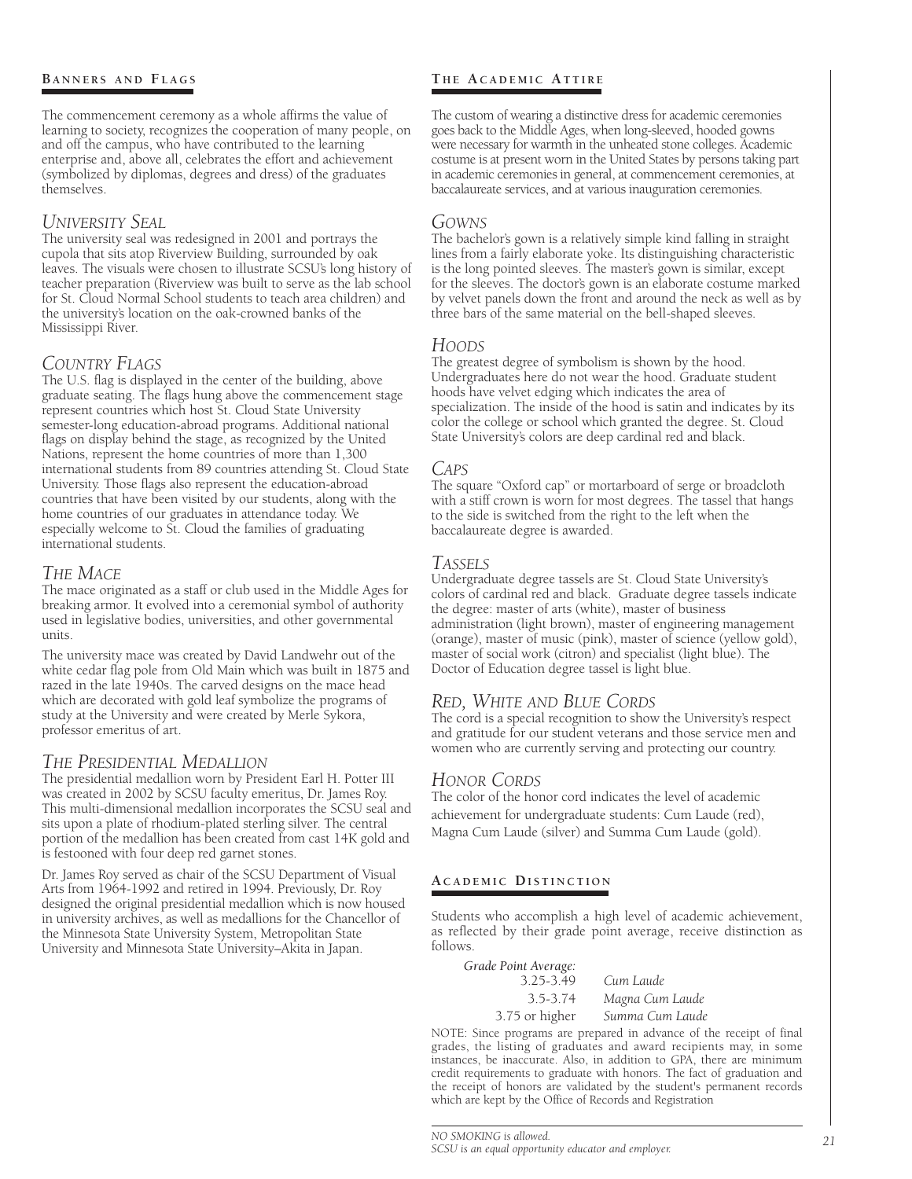## Banners and Flags

The commencement ceremony as a whole affirms the value of learning to society, recognizes the cooperation of many people, on and off the campus, who have contributed to the learning enterprise and, above all, celebrates the effort and achievement (symbolized by diplomas, degrees and dress) of the graduates themselves.

### *University Seal*

The university seal was redesigned in 2001 and portrays the cupola that sits atop Riverview Building, surrounded by oak leaves. The visuals were chosen to illustrate SCSU's long history of teacher preparation (Riverview was built to serve as the lab school for St. Cloud Normal School students to teach area children) and the university's location on the oak-crowned banks of the Mississippi River.

### *Country Flags*

The U.S. flag is displayed in the center of the building, above graduate seating. The flags hung above the commencement stage represent countries which host St. Cloud State University semester-long education-abroad programs. Additional national flags on display behind the stage, as recognized by the United Nations, represent the home countries of more than 1,300 international students from 89 countries attending St. Cloud State University. Those flags also represent the education-abroad countries that have been visited by our students, along with the home countries of our graduates in attendance today. We especially welcome to St. Cloud the families of graduating international students.

### *The Mace*

The mace originated as a staff or club used in the Middle Ages for breaking armor. It evolved into a ceremonial symbol of authority used in legislative bodies, universities, and other governmental units.

The university mace was created by David Landwehr out of the white cedar flag pole from Old Main which was built in 1875 and razed in the late 1940s. The carved designs on the mace head which are decorated with gold leaf symbolize the programs of study at the University and were created by Merle Sykora, professor emeritus of art.

### *The Presidential Medallion*

The presidential medallion worn by President Earl H. Potter III was created in 2002 by SCSU faculty emeritus, Dr. James Roy. This multi-dimensional medallion incorporates the SCSU seal and sits upon a plate of rhodium-plated sterling silver. The central portion of the medallion has been created from cast 14K gold and is festooned with four deep red garnet stones.

Dr. James Roy served as chair of the SCSU Department of Visual Arts from 1964-1992 and retired in 1994. Previously, Dr. Roy designed the original presidential medallion which is now housed in university archives, as well as medallions for the Chancellor of the Minnesota State University System, Metropolitan State University and Minnesota State University–Akita in Japan.

## The Academic Attire

The custom of wearing a distinctive dress for academic ceremonies goes back to the Middle Ages, when long-sleeved, hooded gowns were necessary for warmth in the unheated stone colleges. Academic costume is at present worn in the United States by persons taking part in academic ceremonies in general, at commencement ceremonies, at baccalaureate services, and at various inauguration ceremonies.

### *Gowns*

The bachelor's gown is a relatively simple kind falling in straight lines from a fairly elaborate yoke. Its distinguishing characteristic is the long pointed sleeves. The master's gown is similar, except for the sleeves. The doctor's gown is an elaborate costume marked by velvet panels down the front and around the neck as well as by three bars of the same material on the bell-shaped sleeves.

### *Hoods*

The greatest degree of symbolism is shown by the hood. Undergraduates here do not wear the hood. Graduate student hoods have velvet edging which indicates the area of specialization. The inside of the hood is satin and indicates by its color the college or school which granted the degree. St. Cloud State University's colors are deep cardinal red and black.

### *Caps*

The square "Oxford cap" or mortarboard of serge or broadcloth with a stiff crown is worn for most degrees. The tassel that hangs to the side is switched from the right to the left when the baccalaureate degree is awarded.

### *Tassels*

Undergraduate degree tassels are St. Cloud State University's colors of cardinal red and black. Graduate degree tassels indicate the degree: master of arts (white), master of business administration (light brown), master of engineering management (orange), master of music (pink), master of science (yellow gold), master of social work (citron) and specialist (light blue). The Doctor of Education degree tassel is light blue.

### *Red, White and Blue Cords*

The cord is a special recognition to show the University's respect and gratitude for our student veterans and those service men and women who are currently serving and protecting our country.

### *Honor Cords*

The color of the honor cord indicates the level of academic achievement for undergraduate students: Cum Laude (red), Magna Cum Laude (silver) and Summa Cum Laude (gold).

## Academic Distinction

Students who accomplish a high level of academic achievement, as reflected by their grade point average, receive distinction as follows.

| *Grade Point Average:* | |
|---|---|
| 3.25-3.49 | *Cum Laude* |
| 3.5-3.74 | *Magna Cum Laude* |
| 3.75 or higher | *Summa Cum Laude* |

NOTE: Since programs are prepared in advance of the receipt of final grades, the listing of graduates and award recipients may, in some instances, be inaccurate. Also, in addition to GPA, there are minimum credit requirements to graduate with honors. The fact of graduation and the receipt of honors are validated by the student's permanent records which are kept by the Office of Records and Registration

*NO SMOKING is allowed.*
*SCSU is an equal opportunity educator and employer.*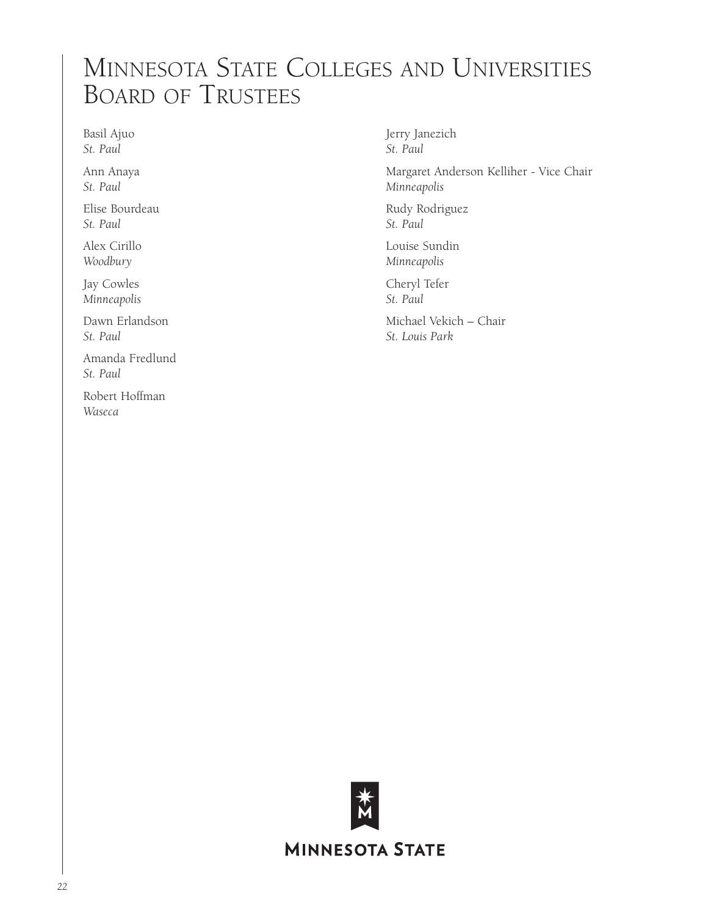# Minnesota State Colleges and Universities Board of Trustees

Basil Ajuo
*St. Paul*

Ann Anaya
*St. Paul*

Elise Bourdeau
*St. Paul*

Alex Cirillo
*Woodbury*

Jay Cowles
*Minneapolis*

Dawn Erlandson
*St. Paul*

Amanda Fredlund
*St. Paul*

Robert Hoffman
*Waseca*

Jerry Janezich
*St. Paul*

Margaret Anderson Kelliher - Vice Chair
*Minneapolis*

Rudy Rodriguez
*St. Paul*

Louise Sundin
*Minneapolis*

Cheryl Tefer
*St. Paul*

Michael Vekich – Chair
*St. Louis Park*

MINNESOTA STATE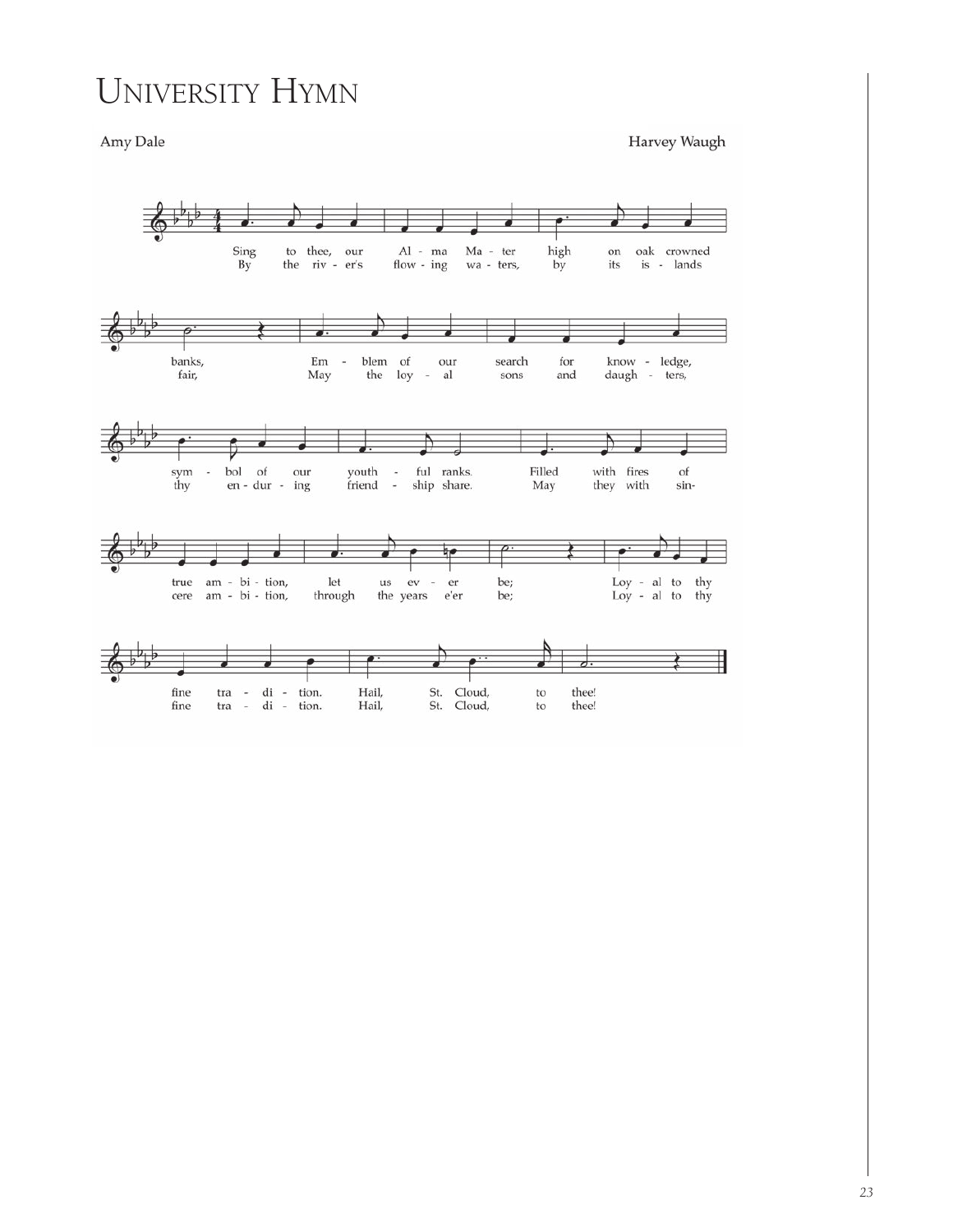# University Hymn

Amy Dale

Harvey Waugh

Sing to thee, our Alma Mater high on oak crowned banks,
Emblem of our search for knowledge, symbol of our youthful ranks.
Filled with fires of true ambition, let us ever be;
Loyal to thy fine tradition. Hail, St. Cloud, to thee!

By the river's flowing waters, by its islands fair,
May the loyal sons and daughters, thy enduring friendship share.
May they with sincere ambition, through the years e'er be;
Loyal to thy fine tradition. Hail, St. Cloud, to thee!